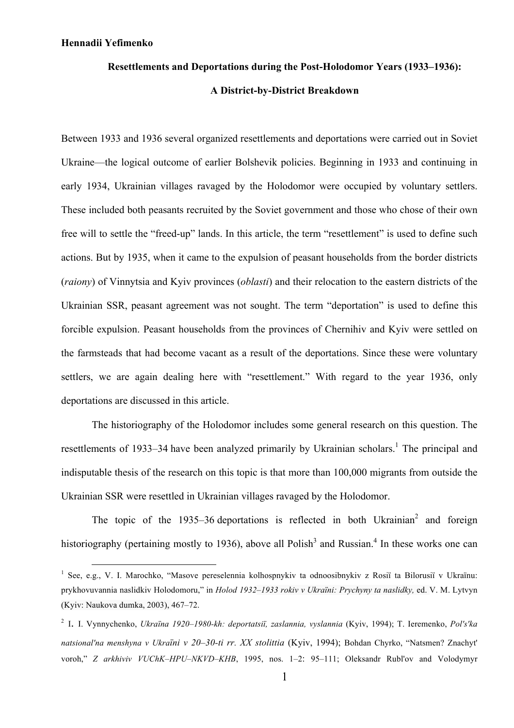**Hennadii Yefimenko**

# Resettlements and Deportations during the Post-Holodomor Years (1933–1936): A District-by-District Breakdown

Between 1933 and 1936 several organized resettlements and deportations were carried out in Soviet Ukraine—the logical outcome of earlier Bolshevik policies. Beginning in 1933 and continuing in early 1934, Ukrainian villages ravaged by the Holodomor were occupied by voluntary settlers. These included both peasants recruited by the Soviet government and those who chose of their own free will to settle the "freed-up" lands. In this article, the term "resettlement" is used to define such actions. But by 1935, when it came to the expulsion of peasant households from the border districts (*raiony*) of Vinnytsia and Kyiv provinces (*oblasti*) and their relocation to the eastern districts of the Ukrainian SSR, peasant agreement was not sought. The term "deportation" is used to define this forcible expulsion. Peasant households from the provinces of Chernihiv and Kyiv were settled on the farmsteads that had become vacant as a result of the deportations. Since these were voluntary settlers, we are again dealing here with "resettlement." With regard to the year 1936, only deportations are discussed in this article.

The historiography of the Holodomor includes some general research on this question. The resettlements of 1933–34 have been analyzed primarily by Ukrainian scholars.[1] The principal and indisputable thesis of the research on this topic is that more than 100,000 migrants from outside the Ukrainian SSR were resettled in Ukrainian villages ravaged by the Holodomor.

The topic of the 1935–36 deportations is reflected in both Ukrainian[2] and foreign historiography (pertaining mostly to 1936), above all Polish[3] and Russian.[4] In these works one can

---

[1] See, e.g., V. I. Marochko, "Masove pereselennia kolhospnykiv ta odnoosibnykiv z Rosiï ta Bilorusiï v Ukraïnu: prykhovuvannia naslidkiv Holodomoru," in *Holod 1932–1933 rokiv v Ukraïni: Prychyny ta naslidky,* ed. V. M. Lytvyn (Kyiv: Naukova dumka, 2003), 467–72.

[2] I. I. Vynnychenko, *Ukraïna 1920–1980-kh: deportatsiï, zaslannia, vyslannia* (Kyiv, 1994); T. Ieremenko, *Pol's'ka natsional'na menshyna v Ukraïni v 20–30-ti rr. XX stolittia* (Kyiv, 1994); Bohdan Chyrko, "Natsmen? Znachyt' voroh," *Z arkhiviv VUChK–HPU–NKVD–KHB*, 1995, nos. 1–2: 95–111; Oleksandr Rubl'ov and Volodymyr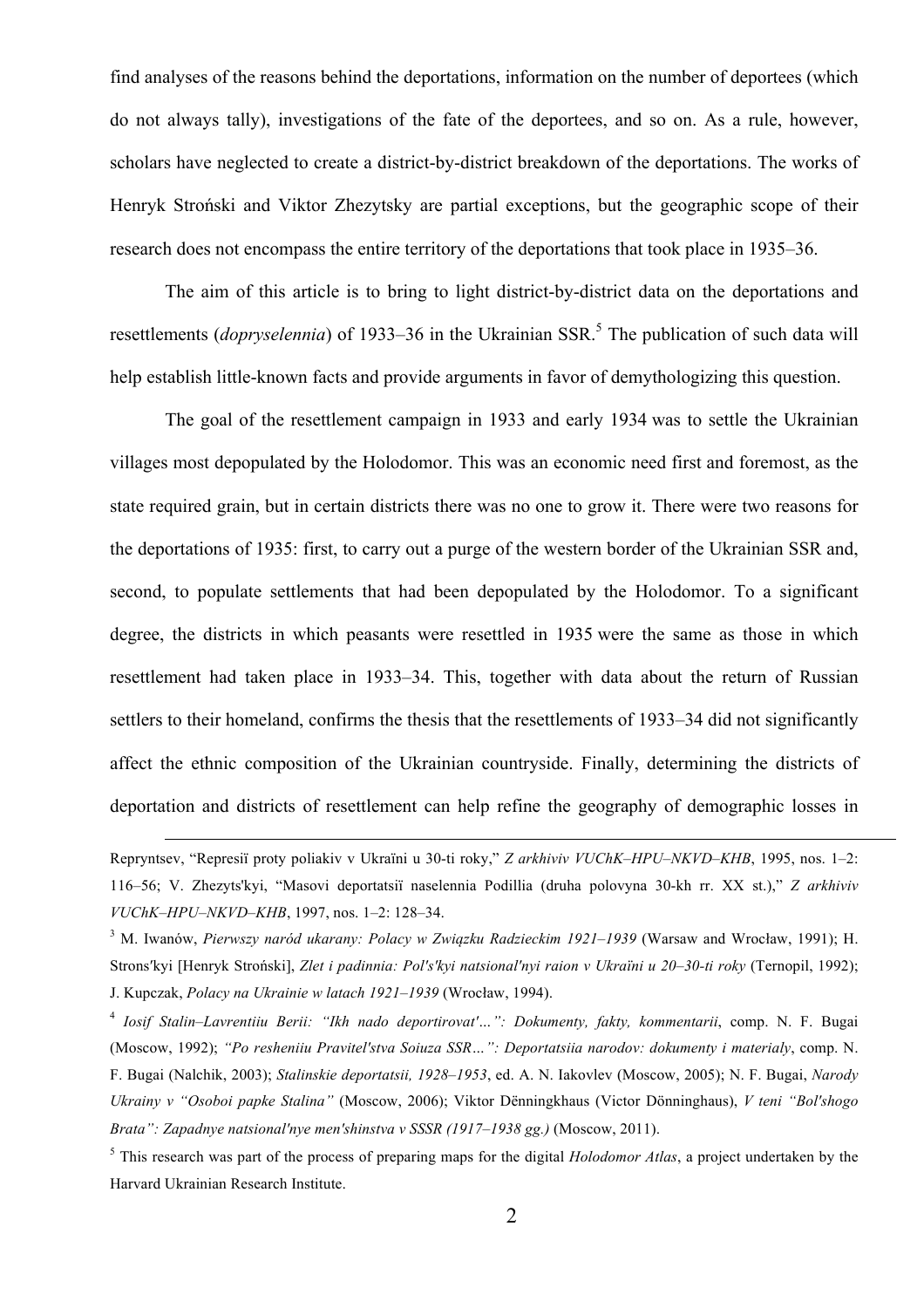find analyses of the reasons behind the deportations, information on the number of deportees (which do not always tally), investigations of the fate of the deportees, and so on. As a rule, however, scholars have neglected to create a district-by-district breakdown of the deportations. The works of Henryk Stroński and Viktor Zhezytsky are partial exceptions, but the geographic scope of their research does not encompass the entire territory of the deportations that took place in 1935–36.

The aim of this article is to bring to light district-by-district data on the deportations and resettlements (*dopryselennia*) of 1933–36 in the Ukrainian SSR.[5] The publication of such data will help establish little-known facts and provide arguments in favor of demythologizing this question.

The goal of the resettlement campaign in 1933 and early 1934 was to settle the Ukrainian villages most depopulated by the Holodomor. This was an economic need first and foremost, as the state required grain, but in certain districts there was no one to grow it. There were two reasons for the deportations of 1935: first, to carry out a purge of the western border of the Ukrainian SSR and, second, to populate settlements that had been depopulated by the Holodomor. To a significant degree, the districts in which peasants were resettled in 1935 were the same as those in which resettlement had taken place in 1933–34. This, together with data about the return of Russian settlers to their homeland, confirms the thesis that the resettlements of 1933–34 did not significantly affect the ethnic composition of the Ukrainian countryside. Finally, determining the districts of deportation and districts of resettlement can help refine the geography of demographic losses in

---

Repryntsev, "Represiï proty poliakiv v Ukraïni u 30-ti roky," *Z arkhiviv VUChK–HPU–NKVD–KHB*, 1995, nos. 1–2: 116–56; V. Zhezyts'kyi, "Masovi deportatsiï naselennia Podillia (druha polovyna 30-kh rr. XX st.)," *Z arkhiviv VUChK–HPU–NKVD–KHB*, 1997, nos. 1–2: 128–34.

[3] M. Iwanów, *Pierwszy naród ukarany: Polacy w Związku Radzieckim 1921–1939* (Warsaw and Wrocław, 1991); H. Strons'kyi [Henryk Stroński], *Zlet i padinnia: Pol's'kyi natsional'nyi raion v Ukraïni u 20–30-ti roky* (Ternopil, 1992); J. Kupczak, *Polacy na Ukrainie w latach 1921–1939* (Wrocław, 1994).

[4] *Iosif Stalin–Lavrentiiu Berii: "Ikh nado deportirovat'…": Dokumenty, fakty, kommentarii*, comp. N. F. Bugai (Moscow, 1992); *"Po resheniiu Pravitel'stva Soiuza SSR…": Deportatsiia narodov: dokumenty i materialy*, comp. N. F. Bugai (Nalchik, 2003); *Stalinskie deportatsii, 1928–1953*, ed. A. N. Iakovlev (Moscow, 2005); N. F. Bugai, *Narody Ukrainy v "Osoboi papke Stalina"* (Moscow, 2006); Viktor Dënningkhaus (Victor Dönninghaus), *V teni "Bol'shogo Brata": Zapadnye natsional'nye men'shinstva v SSSR (1917–1938 gg.)* (Moscow, 2011).

[5] This research was part of the process of preparing maps for the digital *Holodomor Atlas*, a project undertaken by the Harvard Ukrainian Research Institute.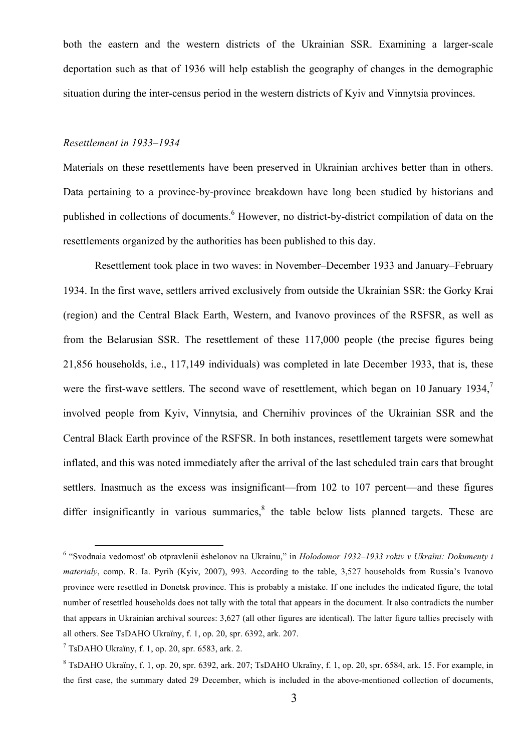both the eastern and the western districts of the Ukrainian SSR. Examining a larger-scale deportation such as that of 1936 will help establish the geography of changes in the demographic situation during the inter-census period in the western districts of Kyiv and Vinnytsia provinces.

*Resettlement in 1933–1934*

Materials on these resettlements have been preserved in Ukrainian archives better than in others. Data pertaining to a province-by-province breakdown have long been studied by historians and published in collections of documents.[6] However, no district-by-district compilation of data on the resettlements organized by the authorities has been published to this day.

Resettlement took place in two waves: in November–December 1933 and January–February 1934. In the first wave, settlers arrived exclusively from outside the Ukrainian SSR: the Gorky Krai (region) and the Central Black Earth, Western, and Ivanovo provinces of the RSFSR, as well as from the Belarusian SSR. The resettlement of these 117,000 people (the precise figures being 21,856 households, i.e., 117,149 individuals) was completed in late December 1933, that is, these were the first-wave settlers. The second wave of resettlement, which began on 10 January 1934,[7] involved people from Kyiv, Vinnytsia, and Chernihiv provinces of the Ukrainian SSR and the Central Black Earth province of the RSFSR. In both instances, resettlement targets were somewhat inflated, and this was noted immediately after the arrival of the last scheduled train cars that brought settlers. Inasmuch as the excess was insignificant—from 102 to 107 percent—and these figures differ insignificantly in various summaries,[8] the table below lists planned targets. These are

---

[6] "Svodnaia vedomost' ob otpravlenii ėshelonov na Ukrainu," in *Holodomor 1932–1933 rokiv v Ukraïni: Dokumenty i materialy*, comp. R. Ia. Pyrih (Kyiv, 2007), 993. According to the table, 3,527 households from Russia's Ivanovo province were resettled in Donetsk province. This is probably a mistake. If one includes the indicated figure, the total number of resettled households does not tally with the total that appears in the document. It also contradicts the number that appears in Ukrainian archival sources: 3,627 (all other figures are identical). The latter figure tallies precisely with all others. See TsDAHO Ukraïny, f. 1, op. 20, spr. 6392, ark. 207.

[7] TsDAHO Ukraïny, f. 1, op. 20, spr. 6583, ark. 2.

[8] TsDAHO Ukraïny, f. 1, op. 20, spr. 6392, ark. 207; TsDAHO Ukraïny, f. 1, op. 20, spr. 6584, ark. 15. For example, in the first case, the summary dated 29 December, which is included in the above-mentioned collection of documents,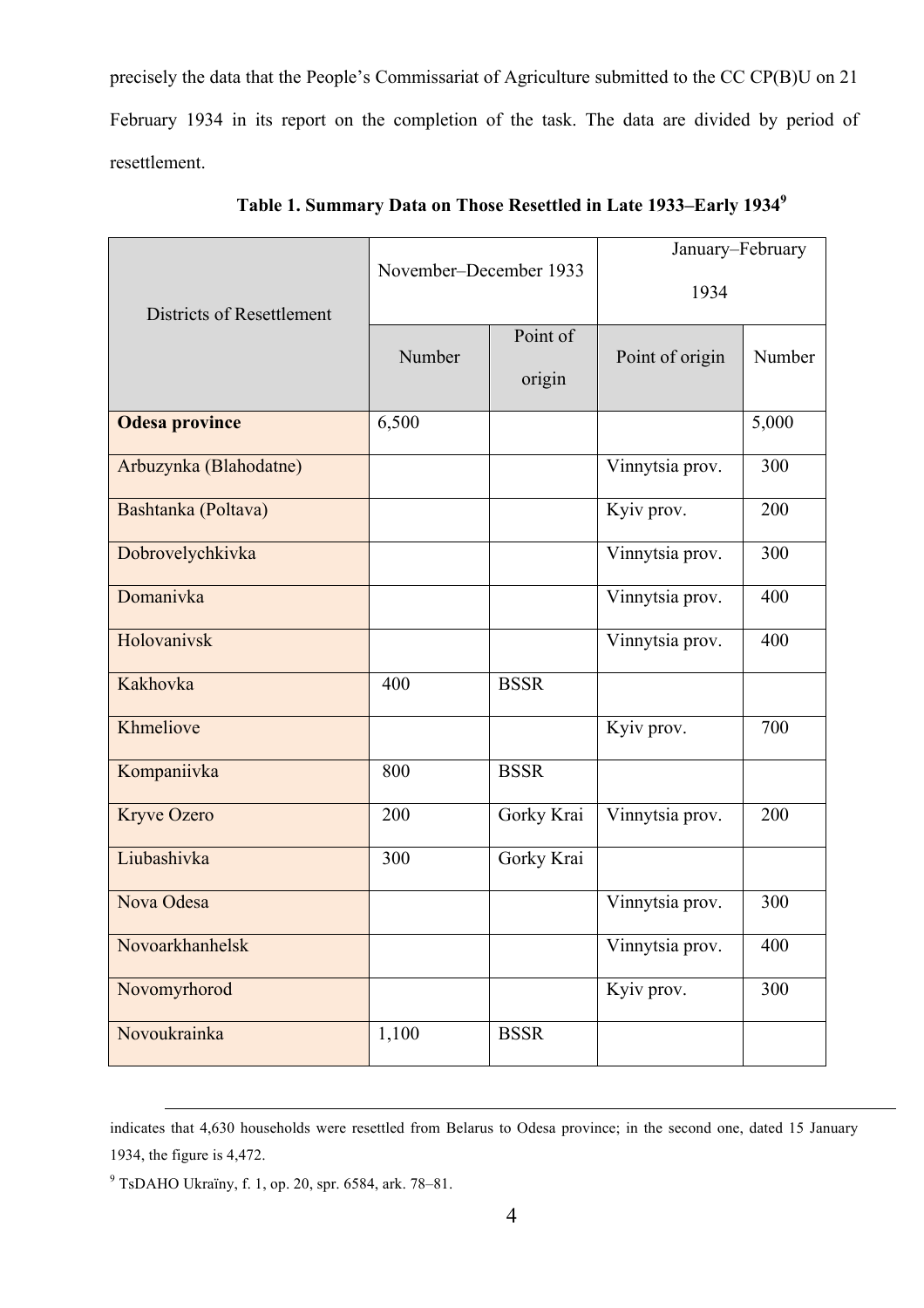precisely the data that the People's Commissariat of Agriculture submitted to the CC CP(B)U on 21 February 1934 in its report on the completion of the task. The data are divided by period of resettlement.

**Table 1. Summary Data on Those Resettled in Late 1933–Early 1934[9]**

| Districts of Resettlement | November–December 1933 | | January–February 1934 | |
|---|---|---|---|---|
| | Number | Point of origin | Point of origin | Number |
| **Odesa province** | 6,500 | | | 5,000 |
| Arbuzynka (Blahodatne) | | | Vinnytsia prov. | 300 |
| Bashtanka (Poltava) | | | Kyiv prov. | 200 |
| Dobrovelychkivka | | | Vinnytsia prov. | 300 |
| Domanivka | | | Vinnytsia prov. | 400 |
| Holovanivsk | | | Vinnytsia prov. | 400 |
| Kakhovka | 400 | BSSR | | |
| Khmeliove | | | Kyiv prov. | 700 |
| Kompaniivka | 800 | BSSR | | |
| Kryve Ozero | 200 | Gorky Krai | Vinnytsia prov. | 200 |
| Liubashivka | 300 | Gorky Krai | | |
| Nova Odesa | | | Vinnytsia prov. | 300 |
| Novoarkhanhelsk | | | Vinnytsia prov. | 400 |
| Novomyrhorod | | | Kyiv prov. | 300 |
| Novoukrainka | 1,100 | BSSR | | |

---

indicates that 4,630 households were resettled from Belarus to Odesa province; in the second one, dated 15 January 1934, the figure is 4,472.

[9] TsDAHO Ukraïny, f. 1, op. 20, spr. 6584, ark. 78–81.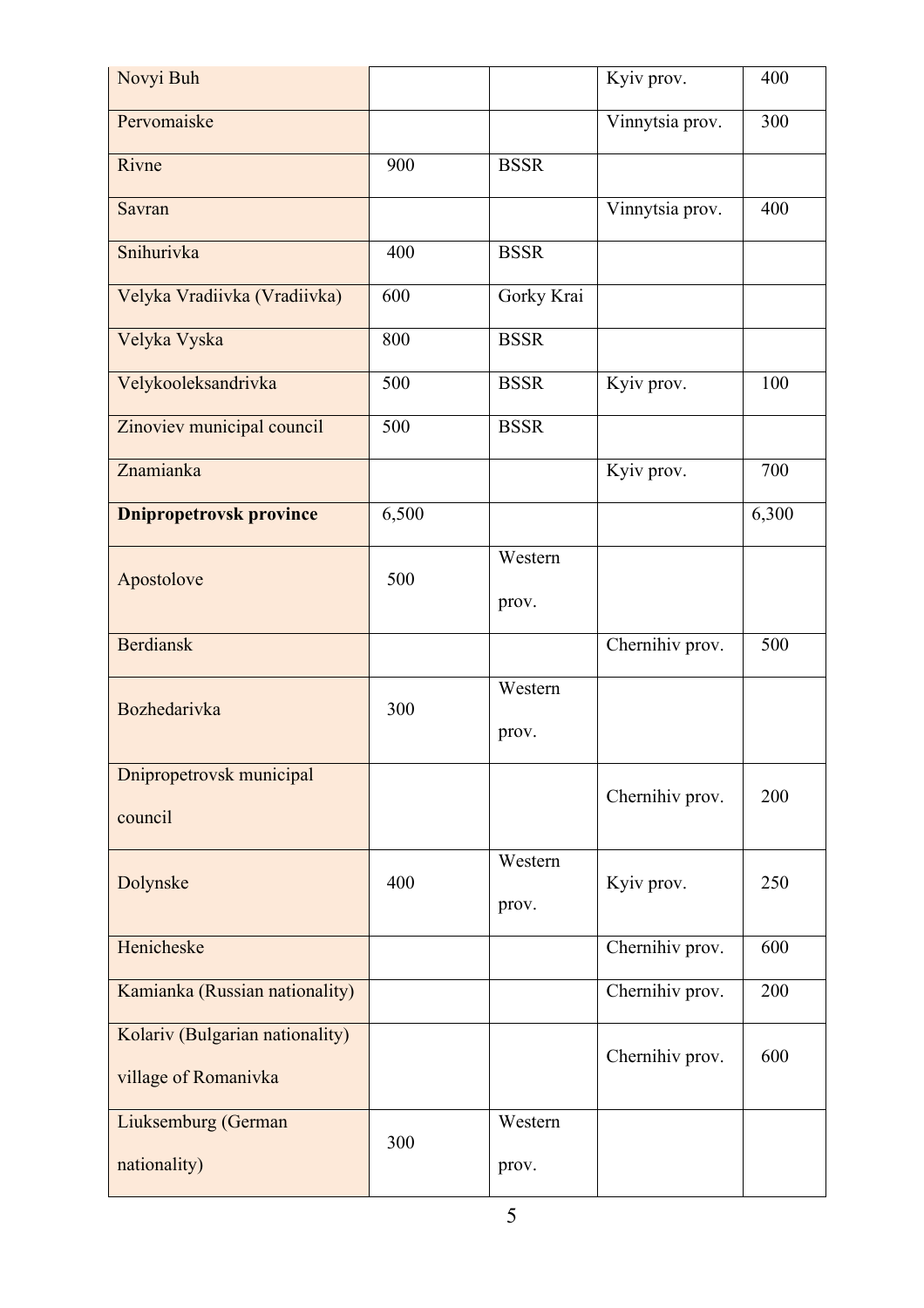| | | | | |
|---|---|---|---|---|
| Novyi Buh | | | Kyiv prov. | 400 |
| Pervomaiske | | | Vinnytsia prov. | 300 |
| Rivne | 900 | BSSR | | |
| Savran | | | Vinnytsia prov. | 400 |
| Snihurivka | 400 | BSSR | | |
| Velyka Vradiivka (Vradiivka) | 600 | Gorky Krai | | |
| Velyka Vyska | 800 | BSSR | | |
| Velykooleksandrivka | 500 | BSSR | Kyiv prov. | 100 |
| Zinoviev municipal council | 500 | BSSR | | |
| Znamianka | | | Kyiv prov. | 700 |
| **Dnipropetrovsk province** | 6,500 | | | 6,300 |
| Apostolove | 500 | Western prov. | | |
| Berdiansk | | | Chernihiv prov. | 500 |
| Bozhedarivka | 300 | Western prov. | | |
| Dnipropetrovsk municipal council | | | Chernihiv prov. | 200 |
| Dolynske | 400 | Western prov. | Kyiv prov. | 250 |
| Henicheske | | | Chernihiv prov. | 600 |
| Kamianka (Russian nationality) | | | Chernihiv prov. | 200 |
| Kolariv (Bulgarian nationality) village of Romanivka | | | Chernihiv prov. | 600 |
| Liuksemburg (German nationality) | 300 | Western prov. | | |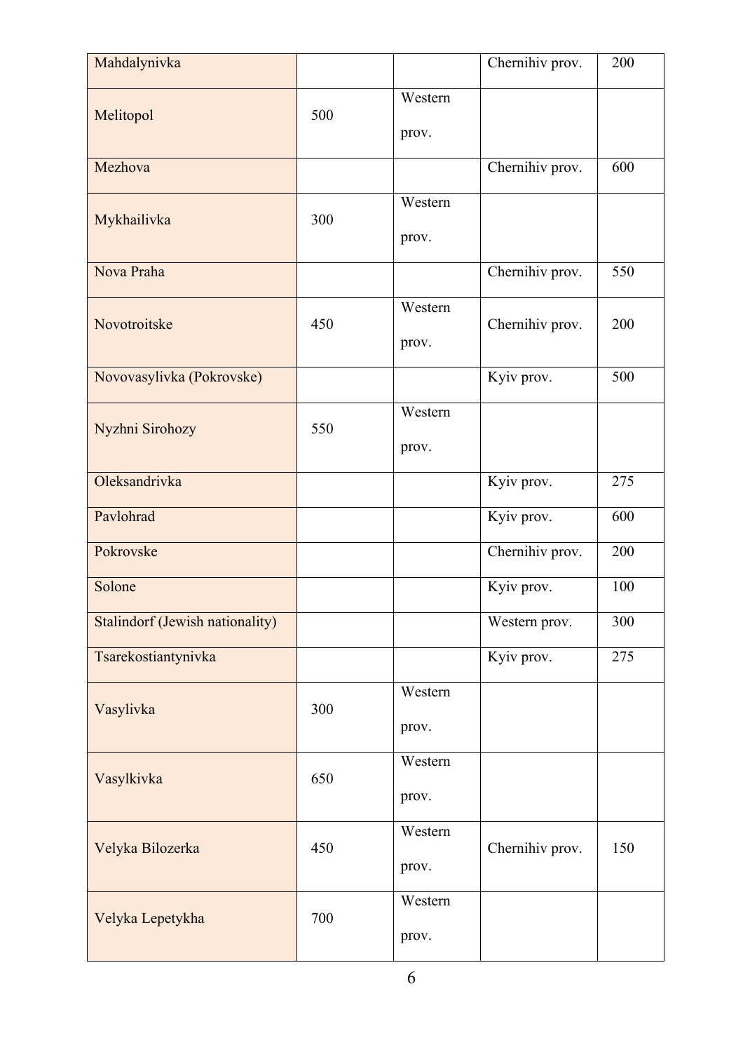| | | | | |
|---|---|---|---|---|
| Mahdalynivka | | | Chernihiv prov. | 200 |
| Melitopol | 500 | Western prov. | | |
| Mezhova | | | Chernihiv prov. | 600 |
| Mykhailivka | 300 | Western prov. | | |
| Nova Praha | | | Chernihiv prov. | 550 |
| Novotroitske | 450 | Western prov. | Chernihiv prov. | 200 |
| Novovasylivka (Pokrovske) | | | Kyiv prov. | 500 |
| Nyzhni Sirohozy | 550 | Western prov. | | |
| Oleksandrivka | | | Kyiv prov. | 275 |
| Pavlohrad | | | Kyiv prov. | 600 |
| Pokrovske | | | Chernihiv prov. | 200 |
| Solone | | | Kyiv prov. | 100 |
| Stalindorf (Jewish nationality) | | | Western prov. | 300 |
| Tsarekostiantynivka | | | Kyiv prov. | 275 |
| Vasylivka | 300 | Western prov. | | |
| Vasylkivka | 650 | Western prov. | | |
| Velyka Bilozerka | 450 | Western prov. | Chernihiv prov. | 150 |
| Velyka Lepetykha | 700 | Western prov. | | |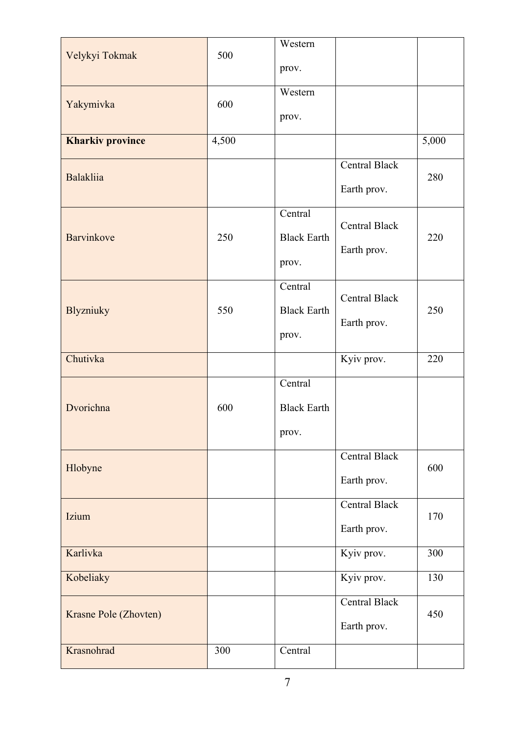| | | | | |
|---|---|---|---|---|
| Velykyi Tokmak | 500 | Western prov. | | |
| Yakymivka | 600 | Western prov. | | |
| **Kharkiv province** | 4,500 | | | 5,000 |
| Balakliia | | | Central Black Earth prov. | 280 |
| Barvinkove | 250 | Central Black Earth prov. | Central Black Earth prov. | 220 |
| Blyzniuky | 550 | Central Black Earth prov. | Central Black Earth prov. | 250 |
| Chutivka | | | Kyiv prov. | 220 |
| Dvorichna | 600 | Central Black Earth prov. | | |
| Hlobyne | | | Central Black Earth prov. | 600 |
| Izium | | | Central Black Earth prov. | 170 |
| Karlivka | | | Kyiv prov. | 300 |
| Kobeliaky | | | Kyiv prov. | 130 |
| Krasne Pole (Zhovten) | | | Central Black Earth prov. | 450 |
| Krasnohrad | 300 | Central | | |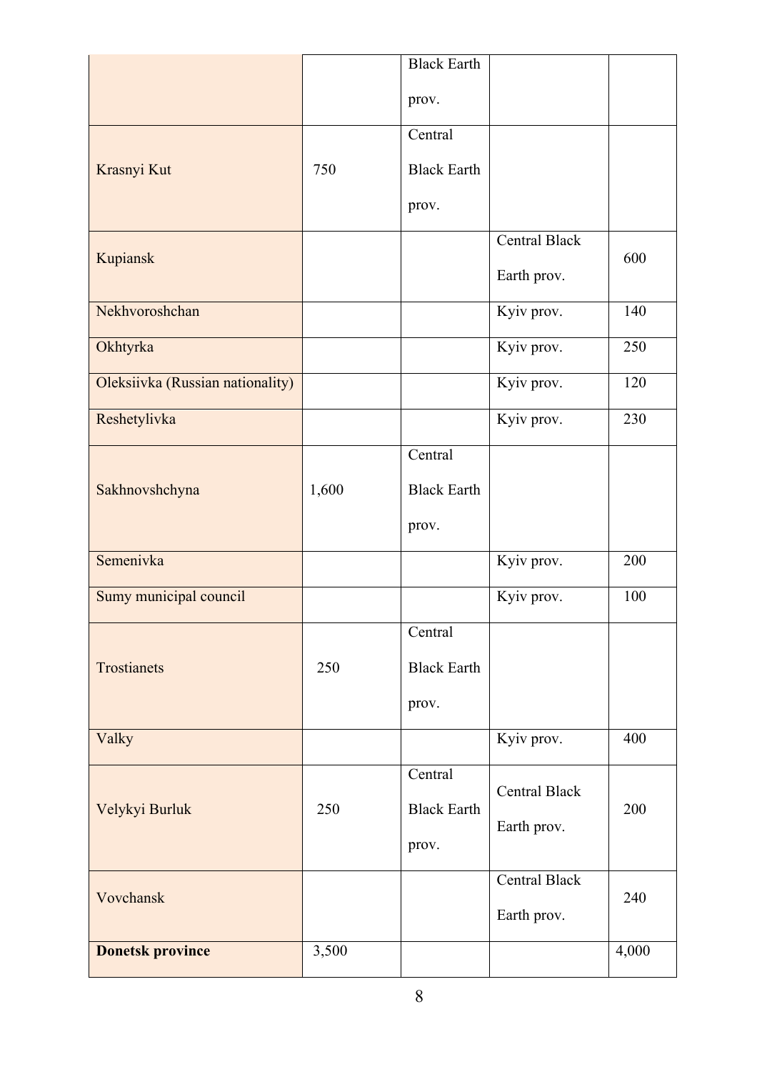| | | | | |
|---|---|---|---|---|
| | | Black Earth prov. | | |
| Krasnyi Kut | 750 | Central Black Earth prov. | | |
| Kupiansk | | | Central Black Earth prov. | 600 |
| Nekhvoroshchan | | | Kyiv prov. | 140 |
| Okhtyrka | | | Kyiv prov. | 250 |
| Oleksiivka (Russian nationality) | | | Kyiv prov. | 120 |
| Reshetylivka | | | Kyiv prov. | 230 |
| Sakhnovshchyna | 1,600 | Central Black Earth prov. | | |
| Semenivka | | | Kyiv prov. | 200 |
| Sumy municipal council | | | Kyiv prov. | 100 |
| Trostianets | 250 | Central Black Earth prov. | | |
| Valky | | | Kyiv prov. | 400 |
| Velykyi Burluk | 250 | Central Black Earth prov. | Central Black Earth prov. | 200 |
| Vovchansk | | | Central Black Earth prov. | 240 |
| **Donetsk province** | 3,500 | | | 4,000 |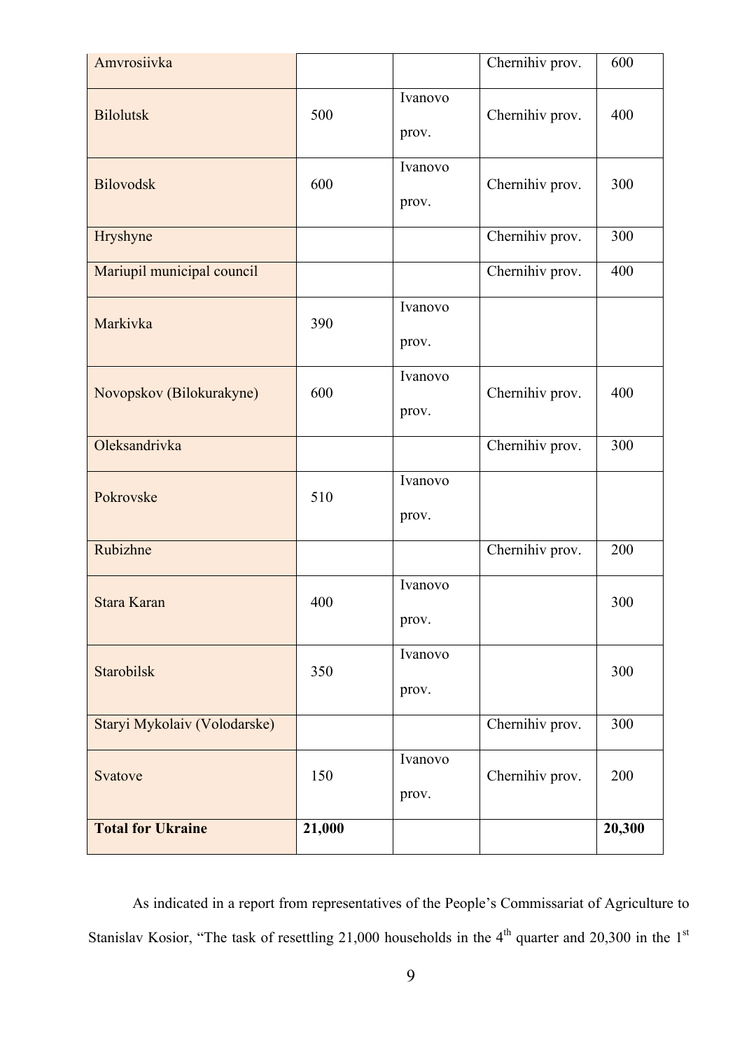| Amvrosiivka | | | Chernihiv prov. | 600 |
|---|---|---|---|---|
| Bilolutsk | 500 | Ivanovo prov. | Chernihiv prov. | 400 |
| Bilovodsk | 600 | Ivanovo prov. | Chernihiv prov. | 300 |
| Hryshyne | | | Chernihiv prov. | 300 |
| Mariupil municipal council | | | Chernihiv prov. | 400 |
| Markivka | 390 | Ivanovo prov. | | |
| Novopskov (Bilokurakyne) | 600 | Ivanovo prov. | Chernihiv prov. | 400 |
| Oleksandrivka | | | Chernihiv prov. | 300 |
| Pokrovske | 510 | Ivanovo prov. | | |
| Rubizhne | | | Chernihiv prov. | 200 |
| Stara Karan | 400 | Ivanovo prov. | | 300 |
| Starobilsk | 350 | Ivanovo prov. | | 300 |
| Staryi Mykolaiv (Volodarske) | | | Chernihiv prov. | 300 |
| Svatove | 150 | Ivanovo prov. | Chernihiv prov. | 200 |
| **Total for Ukraine** | **21,000** | | | **20,300** |

As indicated in a report from representatives of the People's Commissariat of Agriculture to Stanislav Kosior, "The task of resettling 21,000 households in the 4th quarter and 20,300 in the 1st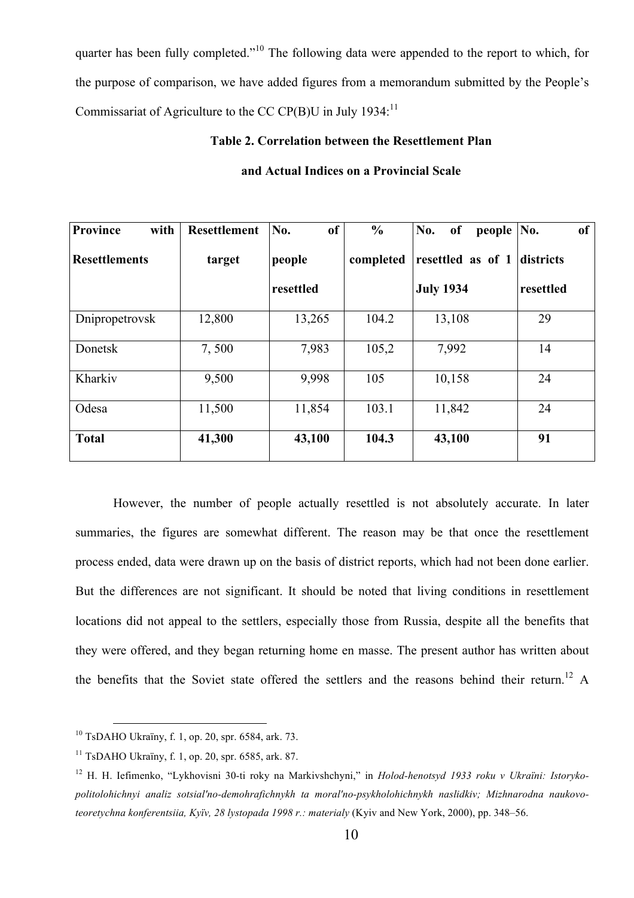quarter has been fully completed."[10] The following data were appended to the report to which, for the purpose of comparison, we have added figures from a memorandum submitted by the People's Commissariat of Agriculture to the CC CP(B)U in July 1934:[11]

**Table 2. Correlation between the Resettlement Plan and Actual Indices on a Provincial Scale**

| Province with Resettlements | Resettlement target | No. of people resettled | % completed | No. of people resettled as of 1 July 1934 | No. of districts resettled |
|---|---|---|---|---|---|
| Dnipropetrovsk | 12,800 | 13,265 | 104.2 | 13,108 | 29 |
| Donetsk | 7, 500 | 7,983 | 105,2 | 7,992 | 14 |
| Kharkiv | 9,500 | 9,998 | 105 | 10,158 | 24 |
| Odesa | 11,500 | 11,854 | 103.1 | 11,842 | 24 |
| **Total** | **41,300** | **43,100** | **104.3** | **43,100** | **91** |

However, the number of people actually resettled is not absolutely accurate. In later summaries, the figures are somewhat different. The reason may be that once the resettlement process ended, data were drawn up on the basis of district reports, which had not been done earlier. But the differences are not significant. It should be noted that living conditions in resettlement locations did not appeal to the settlers, especially those from Russia, despite all the benefits that they were offered, and they began returning home en masse. The present author has written about the benefits that the Soviet state offered the settlers and the reasons behind their return.[12] A

---

[10] TsDAHO Ukraïny, f. 1, op. 20, spr. 6584, ark. 73.

[11] TsDAHO Ukraïny, f. 1, op. 20, spr. 6585, ark. 87.

[12] H. H. Iefimenko, "Lykhovisni 30-ti roky na Markivshchyni," in *Holod-henotsyd 1933 roku v Ukraïni: Istoryko-politolohichnyi analiz sotsial'no-demohrafichnykh ta moral'no-psykholohichnykh naslidkiv; Mizhnarodna naukovo-teoretychna konferentsiia, Kyïv, 28 lystopada 1998 r.: materialy* (Kyiv and New York, 2000), pp. 348–56.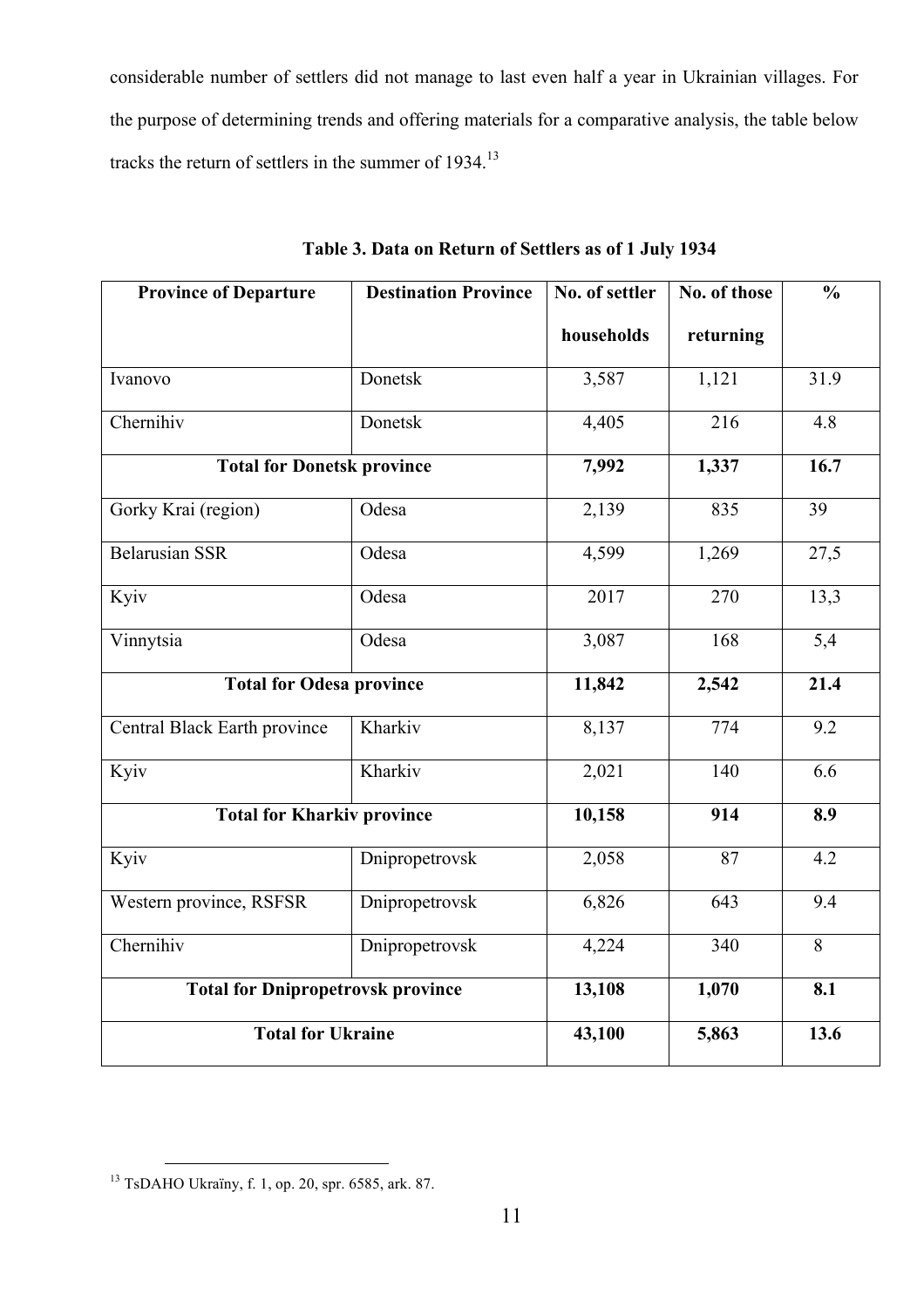considerable number of settlers did not manage to last even half a year in Ukrainian villages. For the purpose of determining trends and offering materials for a comparative analysis, the table below tracks the return of settlers in the summer of 1934.[13]

**Table 3. Data on Return of Settlers as of 1 July 1934**

| Province of Departure | Destination Province | No. of settler households | No. of those returning | % |
|---|---|---|---|---|
| Ivanovo | Donetsk | 3,587 | 1,121 | 31.9 |
| Chernihiv | Donetsk | 4,405 | 216 | 4.8 |
| **Total for Donetsk province** | | **7,992** | **1,337** | **16.7** |
| Gorky Krai (region) | Odesa | 2,139 | 835 | 39 |
| Belarusian SSR | Odesa | 4,599 | 1,269 | 27,5 |
| Kyiv | Odesa | 2017 | 270 | 13,3 |
| Vinnytsia | Odesa | 3,087 | 168 | 5,4 |
| **Total for Odesa province** | | **11,842** | **2,542** | **21.4** |
| Central Black Earth province | Kharkiv | 8,137 | 774 | 9.2 |
| Kyiv | Kharkiv | 2,021 | 140 | 6.6 |
| **Total for Kharkiv province** | | **10,158** | **914** | **8.9** |
| Kyiv | Dnipropetrovsk | 2,058 | 87 | 4.2 |
| Western province, RSFSR | Dnipropetrovsk | 6,826 | 643 | 9.4 |
| Chernihiv | Dnipropetrovsk | 4,224 | 340 | 8 |
| **Total for Dnipropetrovsk province** | | **13,108** | **1,070** | **8.1** |
| **Total for Ukraine** | | **43,100** | **5,863** | **13.6** |

[13] TsDAHO Ukraïny, f. 1, op. 20, spr. 6585, ark. 87.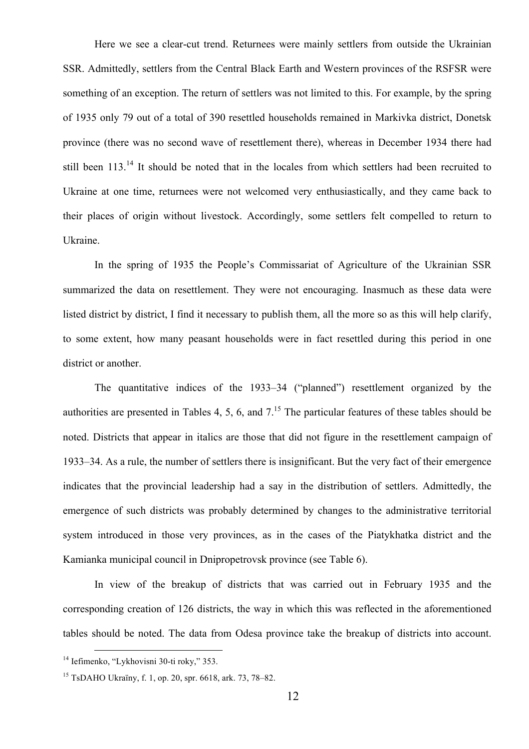Here we see a clear-cut trend. Returnees were mainly settlers from outside the Ukrainian SSR. Admittedly, settlers from the Central Black Earth and Western provinces of the RSFSR were something of an exception. The return of settlers was not limited to this. For example, by the spring of 1935 only 79 out of a total of 390 resettled households remained in Markivka district, Donetsk province (there was no second wave of resettlement there), whereas in December 1934 there had still been 113.[14] It should be noted that in the locales from which settlers had been recruited to Ukraine at one time, returnees were not welcomed very enthusiastically, and they came back to their places of origin without livestock. Accordingly, some settlers felt compelled to return to Ukraine.

In the spring of 1935 the People's Commissariat of Agriculture of the Ukrainian SSR summarized the data on resettlement. They were not encouraging. Inasmuch as these data were listed district by district, I find it necessary to publish them, all the more so as this will help clarify, to some extent, how many peasant households were in fact resettled during this period in one district or another.

The quantitative indices of the 1933–34 ("planned") resettlement organized by the authorities are presented in Tables 4, 5, 6, and 7.[15] The particular features of these tables should be noted. Districts that appear in italics are those that did not figure in the resettlement campaign of 1933–34. As a rule, the number of settlers there is insignificant. But the very fact of their emergence indicates that the provincial leadership had a say in the distribution of settlers. Admittedly, the emergence of such districts was probably determined by changes to the administrative territorial system introduced in those very provinces, as in the cases of the Piatykhatka district and the Kamianka municipal council in Dnipropetrovsk province (see Table 6).

In view of the breakup of districts that was carried out in February 1935 and the corresponding creation of 126 districts, the way in which this was reflected in the aforementioned tables should be noted. The data from Odesa province take the breakup of districts into account.

[14] Iefimenko, "Lykhovisni 30-ti roky," 353.

[15] TsDAHO Ukraïny, f. 1, op. 20, spr. 6618, ark. 73, 78–82.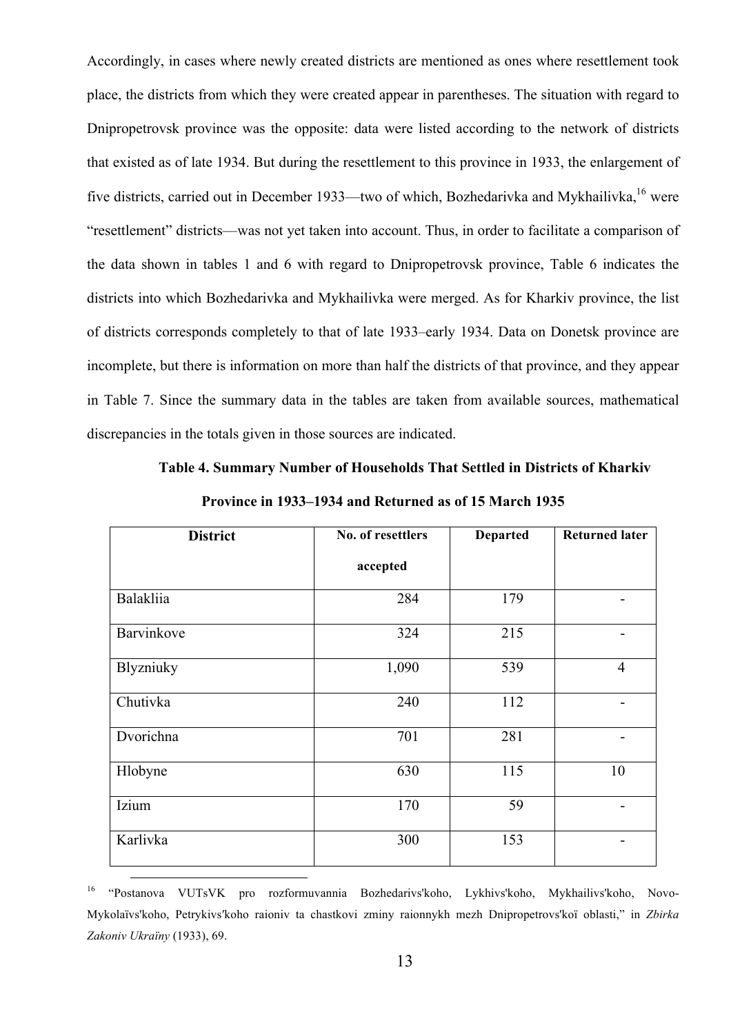Accordingly, in cases where newly created districts are mentioned as ones where resettlement took place, the districts from which they were created appear in parentheses. The situation with regard to Dnipropetrovsk province was the opposite: data were listed according to the network of districts that existed as of late 1934. But during the resettlement to this province in 1933, the enlargement of five districts, carried out in December 1933—two of which, Bozhedarivka and Mykhailivka,[16] were "resettlement" districts—was not yet taken into account. Thus, in order to facilitate a comparison of the data shown in tables 1 and 6 with regard to Dnipropetrovsk province, Table 6 indicates the districts into which Bozhedarivka and Mykhailivka were merged. As for Kharkiv province, the list of districts corresponds completely to that of late 1933–early 1934. Data on Donetsk province are incomplete, but there is information on more than half the districts of that province, and they appear in Table 7. Since the summary data in the tables are taken from available sources, mathematical discrepancies in the totals given in those sources are indicated.

**Table 4. Summary Number of Households That Settled in Districts of Kharkiv Province in 1933–1934 and Returned as of 15 March 1935**

| District | No. of resettlers accepted | Departed | Returned later |
|---|---|---|---|
| Balakliia | 284 | 179 | - |
| Barvinkove | 324 | 215 | - |
| Blyzniuky | 1,090 | 539 | 4 |
| Chutivka | 240 | 112 | - |
| Dvorichna | 701 | 281 | - |
| Hlobyne | 630 | 115 | 10 |
| Izium | 170 | 59 | - |
| Karlivka | 300 | 153 | - |

[16] "Postanova VUTsVK pro rozformuvannia Bozhedarivs'koho, Lykhivs'koho, Mykhailivs'koho, Novo-Mykolaïvs'koho, Petrykivs'koho raioniv ta chastkovi zminy raionnykh mezh Dnipropetrovs'koï oblasti," in *Zbirka Zakoniv Ukraïny* (1933), 69.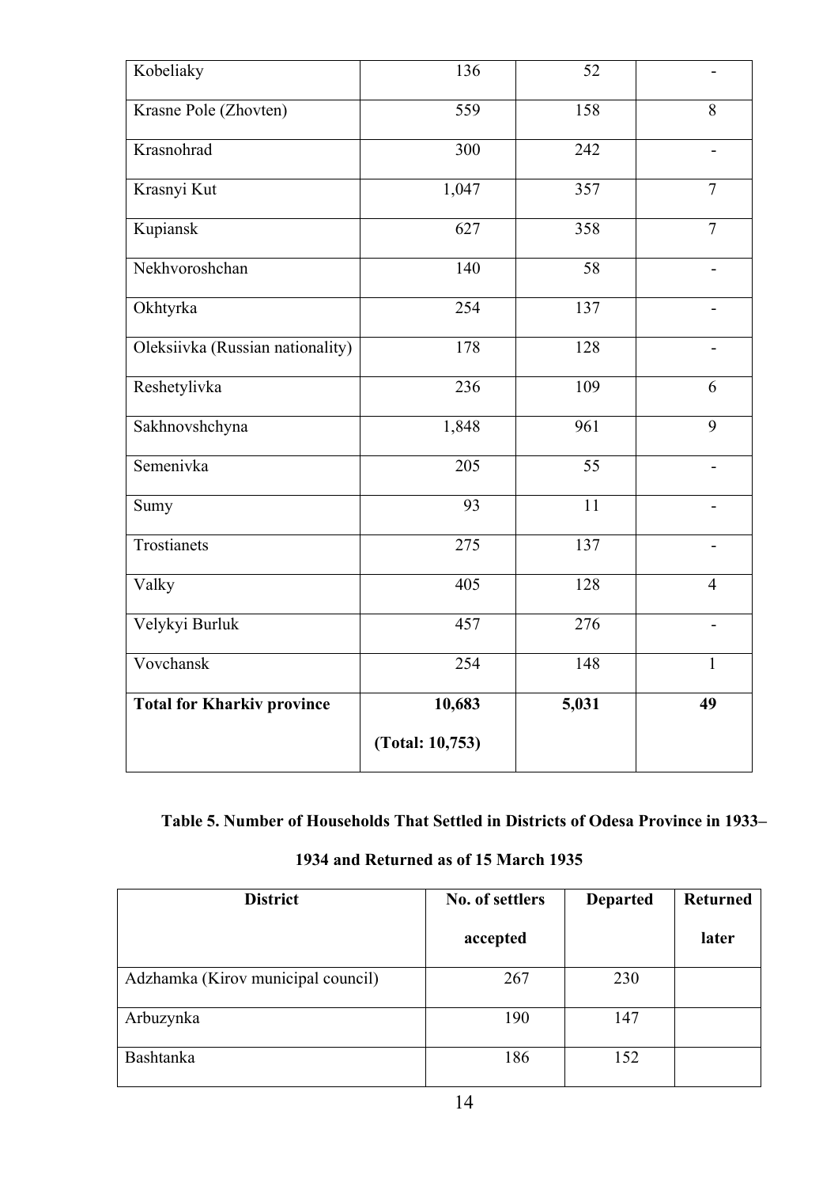| | | | |
|---|---|---|---|
| Kobeliaky | 136 | 52 | - |
| Krasne Pole (Zhovten) | 559 | 158 | 8 |
| Krasnohrad | 300 | 242 | - |
| Krasnyi Kut | 1,047 | 357 | 7 |
| Kupiansk | 627 | 358 | 7 |
| Nekhvoroshchan | 140 | 58 | - |
| Okhtyrka | 254 | 137 | - |
| Oleksiivka (Russian nationality) | 178 | 128 | - |
| Reshetylivka | 236 | 109 | 6 |
| Sakhnovshchyna | 1,848 | 961 | 9 |
| Semenivka | 205 | 55 | - |
| Sumy | 93 | 11 | - |
| Trostianets | 275 | 137 | - |
| Valky | 405 | 128 | 4 |
| Velykyi Burluk | 457 | 276 | - |
| Vovchansk | 254 | 148 | 1 |
| **Total for Kharkiv province** | **10,683** **(Total: 10,753)** | **5,031** | **49** |

**Table 5. Number of Households That Settled in Districts of Odesa Province in 1933–1934 and Returned as of 15 March 1935**

| District | No. of settlers accepted | Departed | Returned later |
|---|---|---|---|
| Adzhamka (Kirov municipal council) | 267 | 230 | |
| Arbuzynka | 190 | 147 | |
| Bashtanka | 186 | 152 | |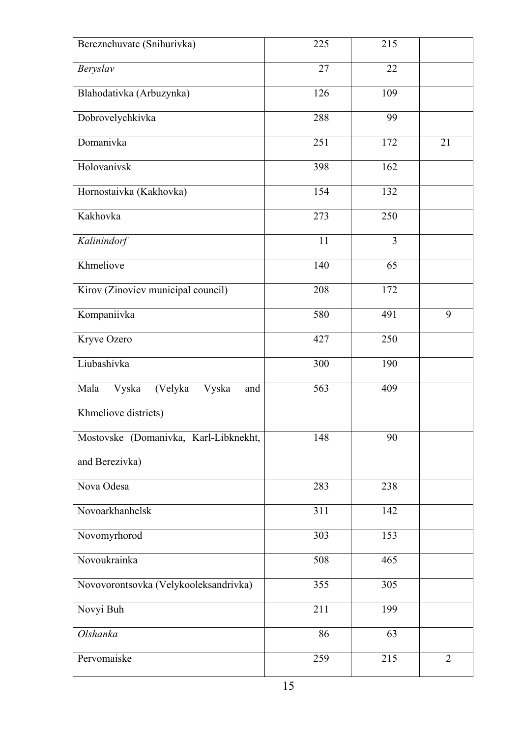| Bereznehuvate (Snihurivka) | 225 | 215 | |
|---|---|---|---|
| *Beryslav* | 27 | 22 | |
| Blahodativka (Arbuzynka) | 126 | 109 | |
| Dobrovelychkivka | 288 | 99 | |
| Domanivka | 251 | 172 | 21 |
| Holovanivsk | 398 | 162 | |
| Hornostaivka (Kakhovka) | 154 | 132 | |
| Kakhovka | 273 | 250 | |
| *Kalinindorf* | 11 | 3 | |
| Khmeliove | 140 | 65 | |
| Kirov (Zinoviev municipal council) | 208 | 172 | |
| Kompaniivka | 580 | 491 | 9 |
| Kryve Ozero | 427 | 250 | |
| Liubashivka | 300 | 190 | |
| Mala Vyska (Velyka Vyska and Khmeliove districts) | 563 | 409 | |
| Mostovske (Domanivka, Karl-Libknekht, and Berezivka) | 148 | 90 | |
| Nova Odesa | 283 | 238 | |
| Novoarkhanhelsk | 311 | 142 | |
| Novomyrhorod | 303 | 153 | |
| Novoukrainka | 508 | 465 | |
| Novovorontsovka (Velykooleksandrivka) | 355 | 305 | |
| Novyi Buh | 211 | 199 | |
| *Olshanka* | 86 | 63 | |
| Pervomaiske | 259 | 215 | 2 |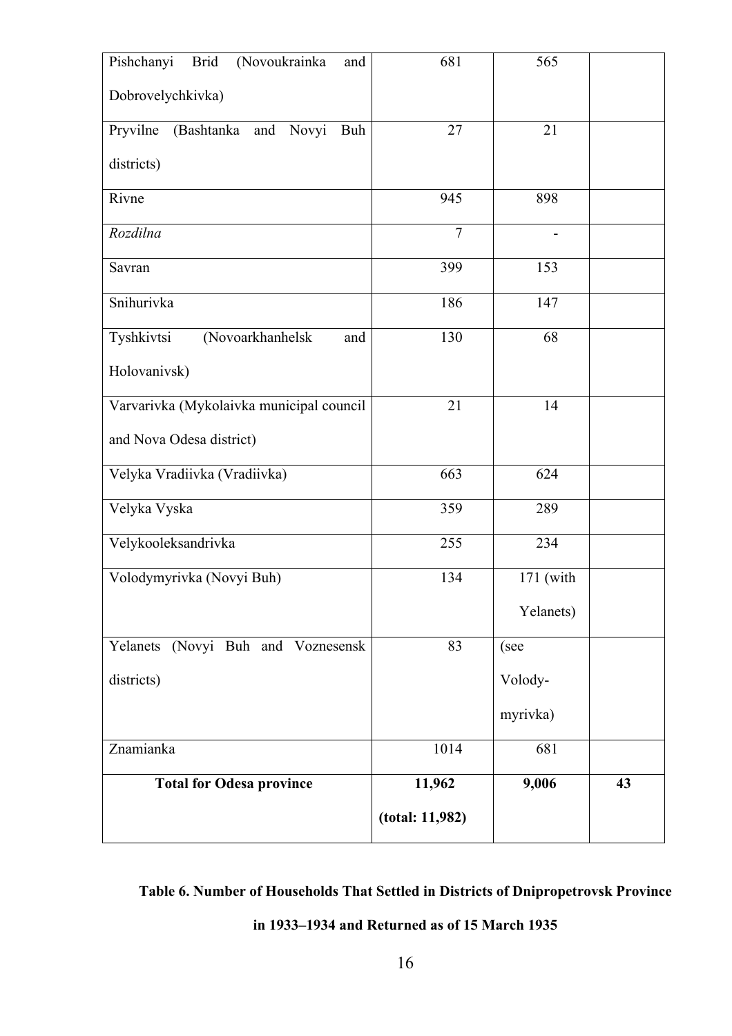| | | | |
|---|---|---|---|
| Pishchanyi Brid (Novoukrainka and Dobrovelychkivka) | 681 | 565 | |
| Pryvilne (Bashtanka and Novyi Buh districts) | 27 | 21 | |
| Rivne | 945 | 898 | |
| *Rozdilna* | 7 | - | |
| Savran | 399 | 153 | |
| Snihurivka | 186 | 147 | |
| Tyshkivtsi (Novoarkhanhelsk and Holovanivsk) | 130 | 68 | |
| Varvarivka (Mykolaivka municipal council and Nova Odesa district) | 21 | 14 | |
| Velyka Vradiivka (Vradiivka) | 663 | 624 | |
| Velyka Vyska | 359 | 289 | |
| Velykooleksandrivka | 255 | 234 | |
| Volodymyrivka (Novyi Buh) | 134 | 171 (with Yelanets) | |
| Yelanets (Novyi Buh and Voznesensk districts) | 83 | (see Volody-myrivka) | |
| Znamianka | 1014 | 681 | |
| **Total for Odesa province** | **11,962 (total: 11,982)** | **9,006** | **43** |

**Table 6. Number of Households That Settled in Districts of Dnipropetrovsk Province in 1933–1934 and Returned as of 15 March 1935**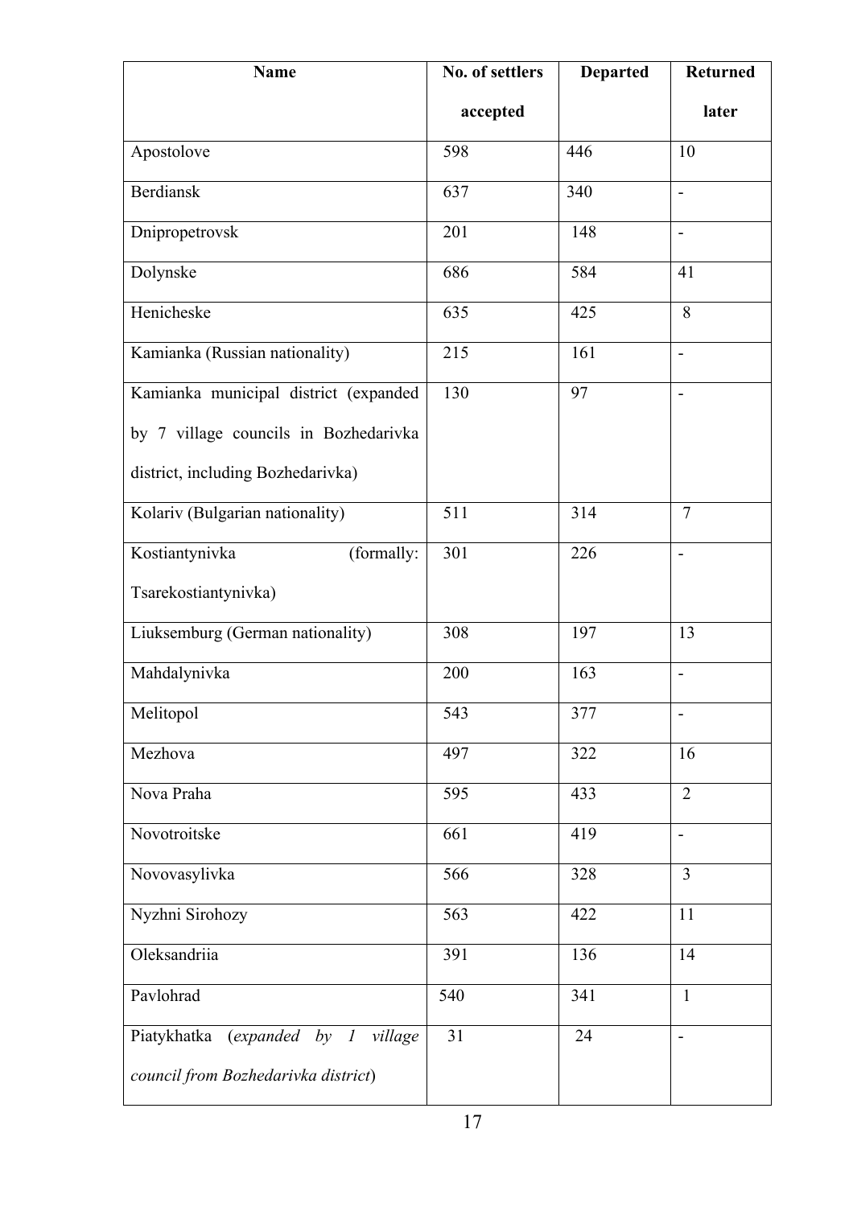| Name | No. of settlers accepted | Departed | Returned later |
|---|---|---|---|
| Apostolove | 598 | 446 | 10 |
| Berdiansk | 637 | 340 | - |
| Dnipropetrovsk | 201 | 148 | - |
| Dolynske | 686 | 584 | 41 |
| Henicheske | 635 | 425 | 8 |
| Kamianka (Russian nationality) | 215 | 161 | - |
| Kamianka municipal district (expanded by 7 village councils in Bozhedarivka district, including Bozhedarivka) | 130 | 97 | - |
| Kolariv (Bulgarian nationality) | 511 | 314 | 7 |
| Kostiantynivka (formally: Tsarekostiantynivka) | 301 | 226 | - |
| Liuksemburg (German nationality) | 308 | 197 | 13 |
| Mahdalynivka | 200 | 163 | - |
| Melitopol | 543 | 377 | - |
| Mezhova | 497 | 322 | 16 |
| Nova Praha | 595 | 433 | 2 |
| Novotroitske | 661 | 419 | - |
| Novovasylivka | 566 | 328 | 3 |
| Nyzhni Sirohozy | 563 | 422 | 11 |
| Oleksandriia | 391 | 136 | 14 |
| Pavlohrad | 540 | 341 | 1 |
| Piatykhatka (*expanded by 1 village council from Bozhedarivka district*) | 31 | 24 | - |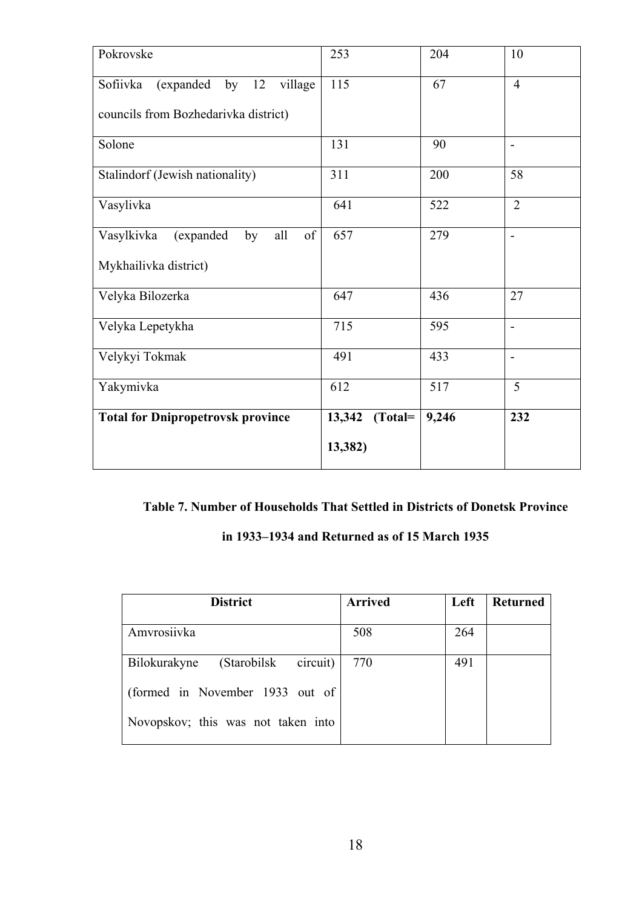| | | | |
|---|---|---|---|
| Pokrovske | 253 | 204 | 10 |
| Sofiivka (expanded by 12 village councils from Bozhedarivka district) | 115 | 67 | 4 |
| Solone | 131 | 90 | - |
| Stalindorf (Jewish nationality) | 311 | 200 | 58 |
| Vasylivka | 641 | 522 | 2 |
| Vasylkivka (expanded by all of Mykhailivka district) | 657 | 279 | - |
| Velyka Bilozerka | 647 | 436 | 27 |
| Velyka Lepetykha | 715 | 595 | - |
| Velykyi Tokmak | 491 | 433 | - |
| Yakymivka | 612 | 517 | 5 |
| **Total for Dnipropetrovsk province** | **13,342 (Total= 13,382)** | **9,246** | **232** |

**Table 7. Number of Households That Settled in Districts of Donetsk Province in 1933–1934 and Returned as of 15 March 1935**

| District | Arrived | Left | Returned |
|---|---|---|---|
| Amvrosiivka | 508 | 264 | |
| Bilokurakyne (Starobilsk circuit) (formed in November 1933 out of Novopskov; this was not taken into | 770 | 491 | |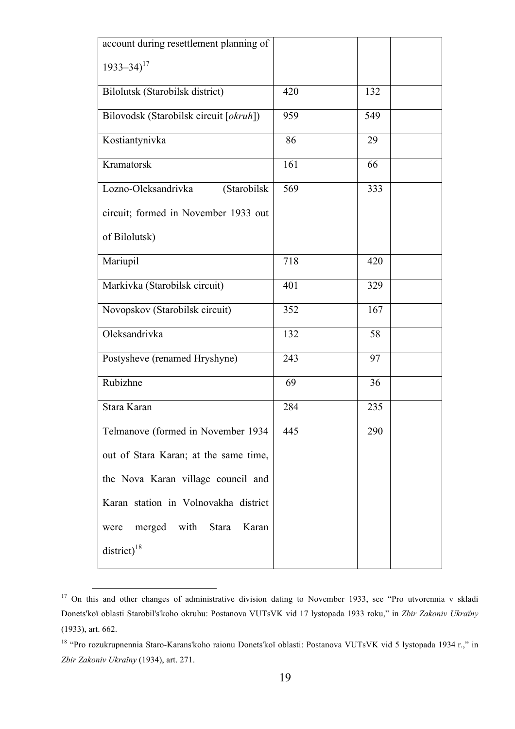| account during resettlement planning of 1933–34)[17] | | | |
|---|---|---|---|
| Bilolutsk (Starobilsk district) | 420 | 132 | |
| Bilovodsk (Starobilsk circuit [*okruh*]) | 959 | 549 | |
| Kostiantynivka | 86 | 29 | |
| Kramatorsk | 161 | 66 | |
| Lozno-Oleksandrivka (Starobilsk circuit; formed in November 1933 out of Bilolutsk) | 569 | 333 | |
| Mariupil | 718 | 420 | |
| Markivka (Starobilsk circuit) | 401 | 329 | |
| Novopskov (Starobilsk circuit) | 352 | 167 | |
| Oleksandrivka | 132 | 58 | |
| Postysheve (renamed Hryshyne) | 243 | 97 | |
| Rubizhne | 69 | 36 | |
| Stara Karan | 284 | 235 | |
| Telmanove (formed in November 1934 out of Stara Karan; at the same time, the Nova Karan village council and Karan station in Volnovakha district were merged with Stara Karan district)[18] | 445 | 290 | |

[17] On this and other changes of administrative division dating to November 1933, see "Pro utvorennia v skladi Donets'koï oblasti Starobil's'koho okruhu: Postanova VUTsVK vid 17 lystopada 1933 roku," in *Zbir Zakoniv Ukraïny* (1933), art. 662.

[18] "Pro rozukrupnennia Staro-Karans'koho raionu Donets'koï oblasti: Postanova VUTsVK vid 5 lystopada 1934 r.," in *Zbir Zakoniv Ukraïny* (1934), art. 271.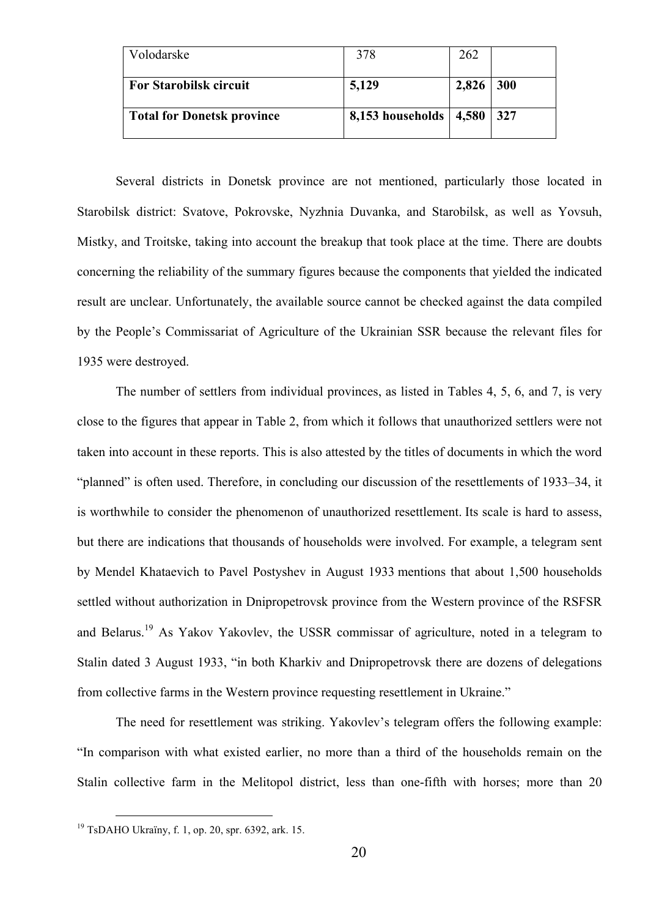| Volodarske | 378 | 262 | |
|---|---|---|---|
| **For Starobilsk circuit** | **5,129** | **2,826** | **300** |
| **Total for Donetsk province** | **8,153 households** | **4,580** | **327** |

Several districts in Donetsk province are not mentioned, particularly those located in Starobilsk district: Svatove, Pokrovske, Nyzhnia Duvanka, and Starobilsk, as well as Yovsuh, Mistky, and Troitske, taking into account the breakup that took place at the time. There are doubts concerning the reliability of the summary figures because the components that yielded the indicated result are unclear. Unfortunately, the available source cannot be checked against the data compiled by the People's Commissariat of Agriculture of the Ukrainian SSR because the relevant files for 1935 were destroyed.

The number of settlers from individual provinces, as listed in Tables 4, 5, 6, and 7, is very close to the figures that appear in Table 2, from which it follows that unauthorized settlers were not taken into account in these reports. This is also attested by the titles of documents in which the word "planned" is often used. Therefore, in concluding our discussion of the resettlements of 1933–34, it is worthwhile to consider the phenomenon of unauthorized resettlement. Its scale is hard to assess, but there are indications that thousands of households were involved. For example, a telegram sent by Mendel Khataevich to Pavel Postyshev in August 1933 mentions that about 1,500 households settled without authorization in Dnipropetrovsk province from the Western province of the RSFSR and Belarus.[19] As Yakov Yakovlev, the USSR commissar of agriculture, noted in a telegram to Stalin dated 3 August 1933, "in both Kharkiv and Dnipropetrovsk there are dozens of delegations from collective farms in the Western province requesting resettlement in Ukraine."

The need for resettlement was striking. Yakovlev's telegram offers the following example: "In comparison with what existed earlier, no more than a third of the households remain on the Stalin collective farm in the Melitopol district, less than one-fifth with horses; more than 20

[19] TsDAHO Ukraïny, f. 1, op. 20, spr. 6392, ark. 15.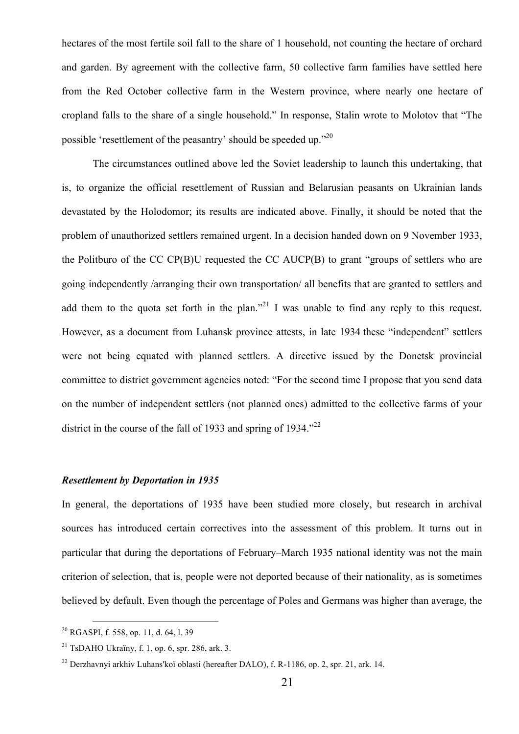hectares of the most fertile soil fall to the share of 1 household, not counting the hectare of orchard and garden. By agreement with the collective farm, 50 collective farm families have settled here from the Red October collective farm in the Western province, where nearly one hectare of cropland falls to the share of a single household." In response, Stalin wrote to Molotov that "The possible 'resettlement of the peasantry' should be speeded up."[20]

The circumstances outlined above led the Soviet leadership to launch this undertaking, that is, to organize the official resettlement of Russian and Belarusian peasants on Ukrainian lands devastated by the Holodomor; its results are indicated above. Finally, it should be noted that the problem of unauthorized settlers remained urgent. In a decision handed down on 9 November 1933, the Politburo of the CC CP(B)U requested the CC AUCP(B) to grant "groups of settlers who are going independently /arranging their own transportation/ all benefits that are granted to settlers and add them to the quota set forth in the plan."[21] I was unable to find any reply to this request. However, as a document from Luhansk province attests, in late 1934 these "independent" settlers were not being equated with planned settlers. A directive issued by the Donetsk provincial committee to district government agencies noted: "For the second time I propose that you send data on the number of independent settlers (not planned ones) admitted to the collective farms of your district in the course of the fall of 1933 and spring of 1934."[22]

### *Resettlement by Deportation in 1935*

In general, the deportations of 1935 have been studied more closely, but research in archival sources has introduced certain correctives into the assessment of this problem. It turns out in particular that during the deportations of February–March 1935 national identity was not the main criterion of selection, that is, people were not deported because of their nationality, as is sometimes believed by default. Even though the percentage of Poles and Germans was higher than average, the

---

[20] RGASPI, f. 558, op. 11, d. 64, l. 39

[21] TsDAHO Ukraïny, f. 1, op. 6, spr. 286, ark. 3.

[22] Derzhavnyi arkhiv Luhans'koï oblasti (hereafter DALO), f. R-1186, op. 2, spr. 21, ark. 14.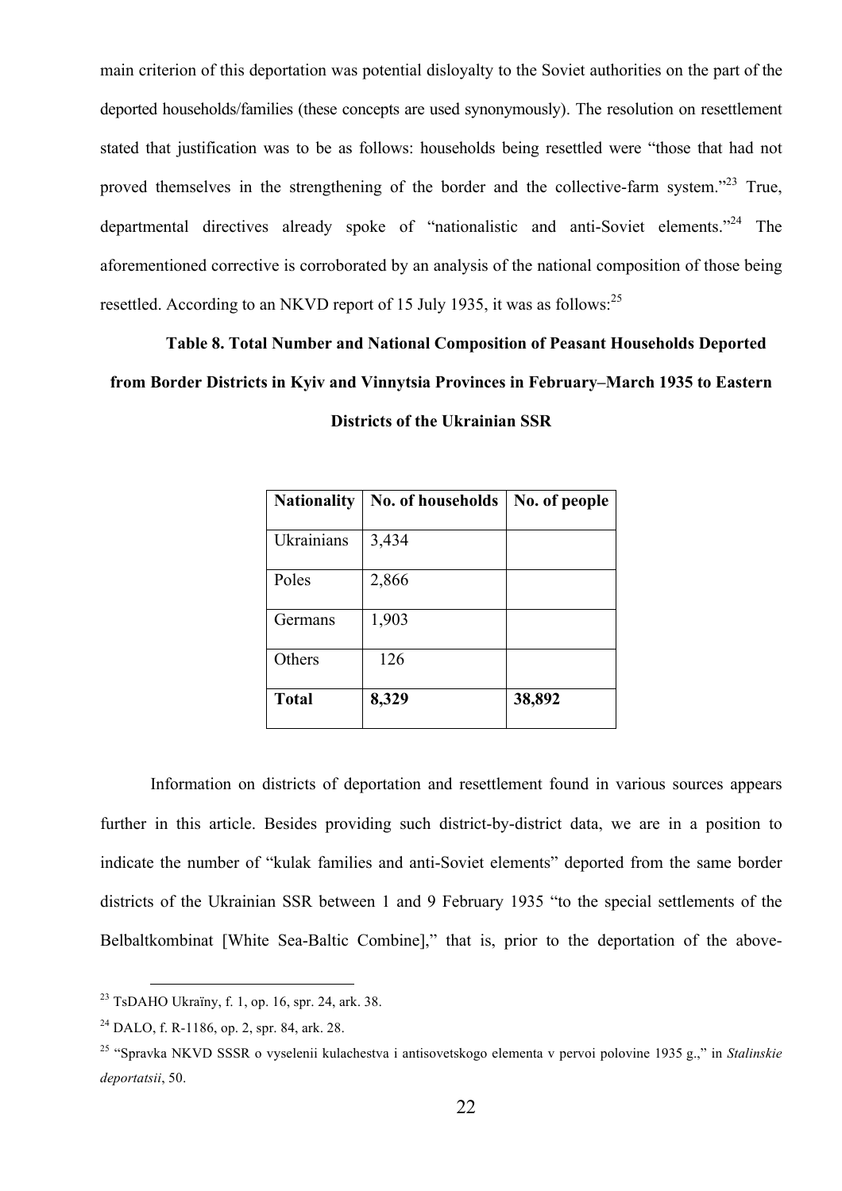main criterion of this deportation was potential disloyalty to the Soviet authorities on the part of the deported households/families (these concepts are used synonymously). The resolution on resettlement stated that justification was to be as follows: households being resettled were "those that had not proved themselves in the strengthening of the border and the collective-farm system."[23] True, departmental directives already spoke of "nationalistic and anti-Soviet elements."[24] The aforementioned corrective is corroborated by an analysis of the national composition of those being resettled. According to an NKVD report of 15 July 1935, it was as follows:[25]

**Table 8. Total Number and National Composition of Peasant Households Deported from Border Districts in Kyiv and Vinnytsia Provinces in February–March 1935 to Eastern Districts of the Ukrainian SSR**

| Nationality | No. of households | No. of people |
|---|---|---|
| Ukrainians | 3,434 | |
| Poles | 2,866 | |
| Germans | 1,903 | |
| Others | 126 | |
| **Total** | **8,329** | **38,892** |

Information on districts of deportation and resettlement found in various sources appears further in this article. Besides providing such district-by-district data, we are in a position to indicate the number of "kulak families and anti-Soviet elements" deported from the same border districts of the Ukrainian SSR between 1 and 9 February 1935 "to the special settlements of the Belbaltkombinat [White Sea-Baltic Combine]," that is, prior to the deportation of the above-

---

[23] TsDAHO Ukraïny, f. 1, op. 16, spr. 24, ark. 38.

[24] DALO, f. R-1186, op. 2, spr. 84, ark. 28.

[25] "Spravka NKVD SSSR o vyselenii kulachestva i antisovetskogo elementa v pervoi polovine 1935 g.," in *Stalinskie deportatsii*, 50.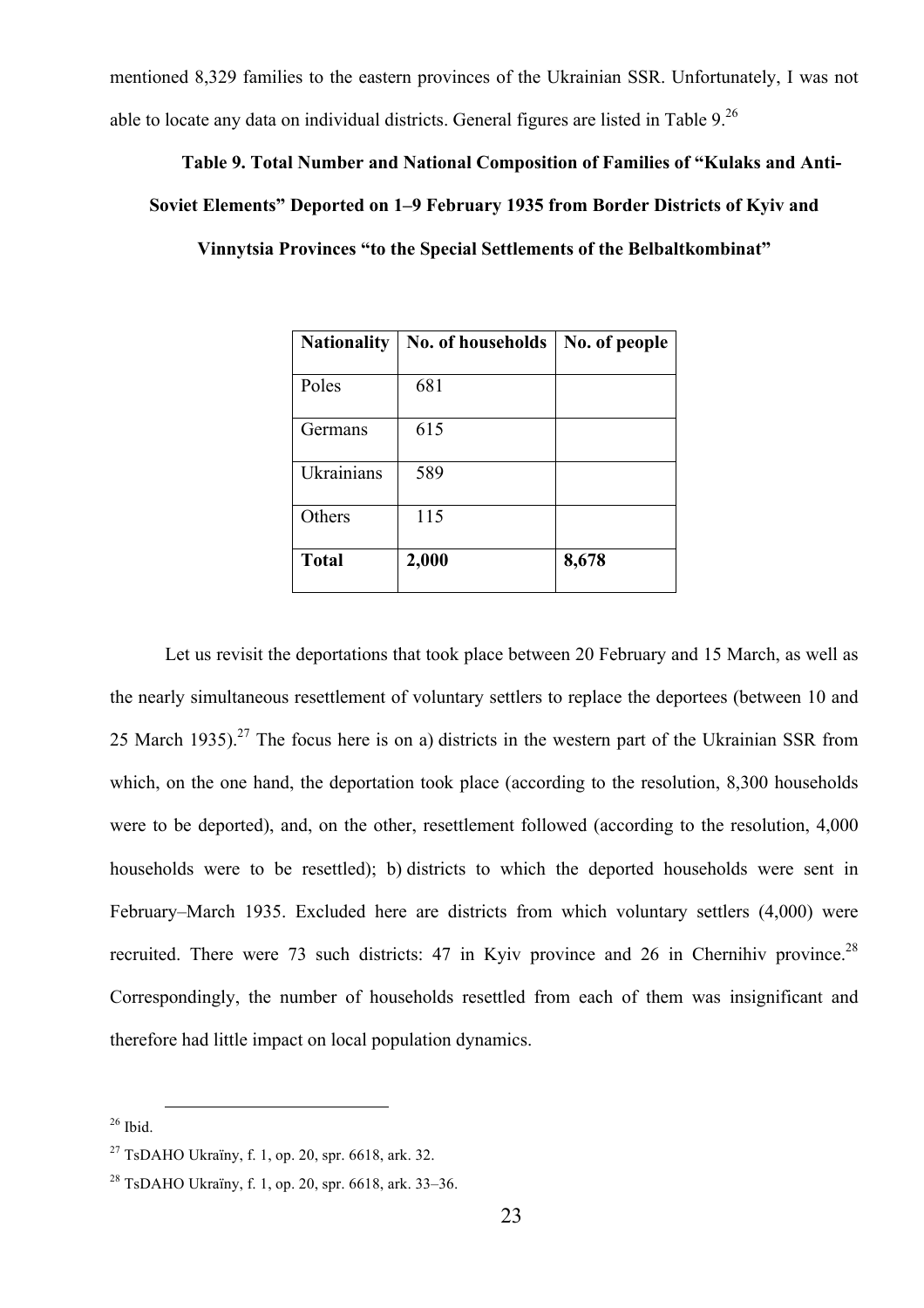mentioned 8,329 families to the eastern provinces of the Ukrainian SSR. Unfortunately, I was not able to locate any data on individual districts. General figures are listed in Table 9.[26]

**Table 9. Total Number and National Composition of Families of "Kulaks and Anti-Soviet Elements" Deported on 1–9 February 1935 from Border Districts of Kyiv and Vinnytsia Provinces "to the Special Settlements of the Belbaltkombinat"**

| **Nationality** | **No. of households** | **No. of people** |
|---|---|---|
| Poles | 681 | |
| Germans | 615 | |
| Ukrainians | 589 | |
| Others | 115 | |
| **Total** | **2,000** | **8,678** |

Let us revisit the deportations that took place between 20 February and 15 March, as well as the nearly simultaneous resettlement of voluntary settlers to replace the deportees (between 10 and 25 March 1935).[27] The focus here is on a) districts in the western part of the Ukrainian SSR from which, on the one hand, the deportation took place (according to the resolution, 8,300 households were to be deported), and, on the other, resettlement followed (according to the resolution, 4,000 households were to be resettled); b) districts to which the deported households were sent in February–March 1935. Excluded here are districts from which voluntary settlers (4,000) were recruited. There were 73 such districts: 47 in Kyiv province and 26 in Chernihiv province.[28] Correspondingly, the number of households resettled from each of them was insignificant and therefore had little impact on local population dynamics.

[26] Ibid.

[27] TsDAHO Ukraïny, f. 1, op. 20, spr. 6618, ark. 32.

[28] TsDAHO Ukraïny, f. 1, op. 20, spr. 6618, ark. 33–36.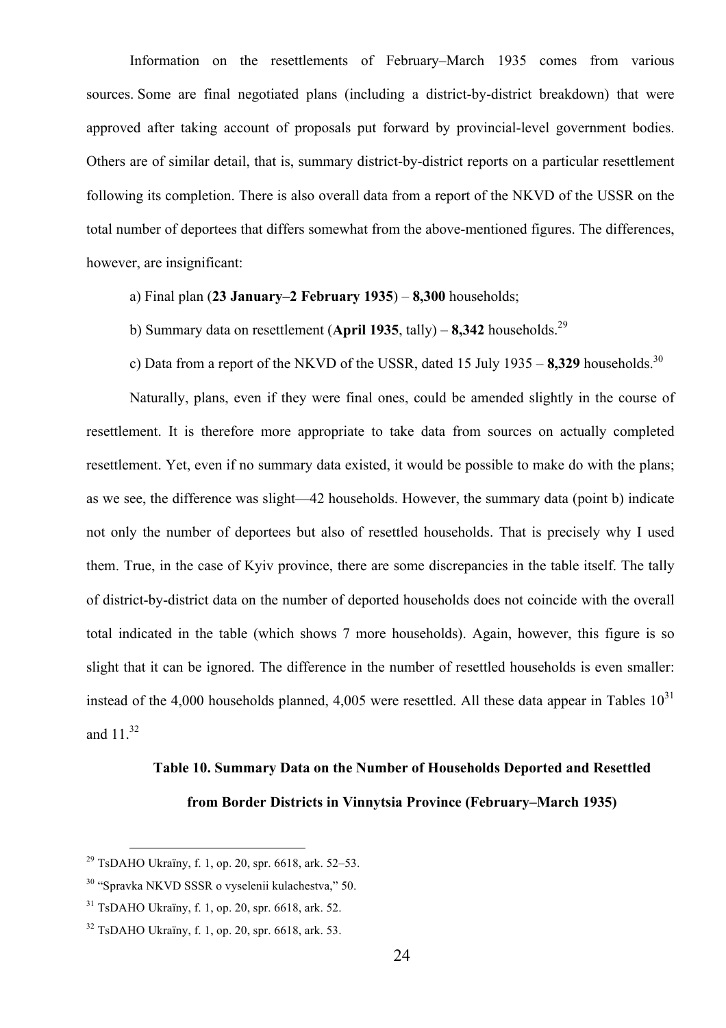Information on the resettlements of February–March 1935 comes from various sources. Some are final negotiated plans (including a district-by-district breakdown) that were approved after taking account of proposals put forward by provincial-level government bodies. Others are of similar detail, that is, summary district-by-district reports on a particular resettlement following its completion. There is also overall data from a report of the NKVD of the USSR on the total number of deportees that differs somewhat from the above-mentioned figures. The differences, however, are insignificant:

a) Final plan (**23 January–2 February 1935**) – **8,300** households;

b) Summary data on resettlement (**April 1935**, tally) – **8,342** households.[29]

c) Data from a report of the NKVD of the USSR, dated 15 July 1935 – **8,329** households.[30]

Naturally, plans, even if they were final ones, could be amended slightly in the course of resettlement. It is therefore more appropriate to take data from sources on actually completed resettlement. Yet, even if no summary data existed, it would be possible to make do with the plans; as we see, the difference was slight—42 households. However, the summary data (point b) indicate not only the number of deportees but also of resettled households. That is precisely why I used them. True, in the case of Kyiv province, there are some discrepancies in the table itself. The tally of district-by-district data on the number of deported households does not coincide with the overall total indicated in the table (which shows 7 more households). Again, however, this figure is so slight that it can be ignored. The difference in the number of resettled households is even smaller: instead of the 4,000 households planned, 4,005 were resettled. All these data appear in Tables 10[31] and 11.[32]

**Table 10. Summary Data on the Number of Households Deported and Resettled from Border Districts in Vinnytsia Province (February–March 1935)**

[29] TsDAHO Ukraïny, f. 1, op. 20, spr. 6618, ark. 52–53.

[30] "Spravka NKVD SSSR o vyselenii kulachestva," 50.

[31] TsDAHO Ukraïny, f. 1, op. 20, spr. 6618, ark. 52.

[32] TsDAHO Ukraïny, f. 1, op. 20, spr. 6618, ark. 53.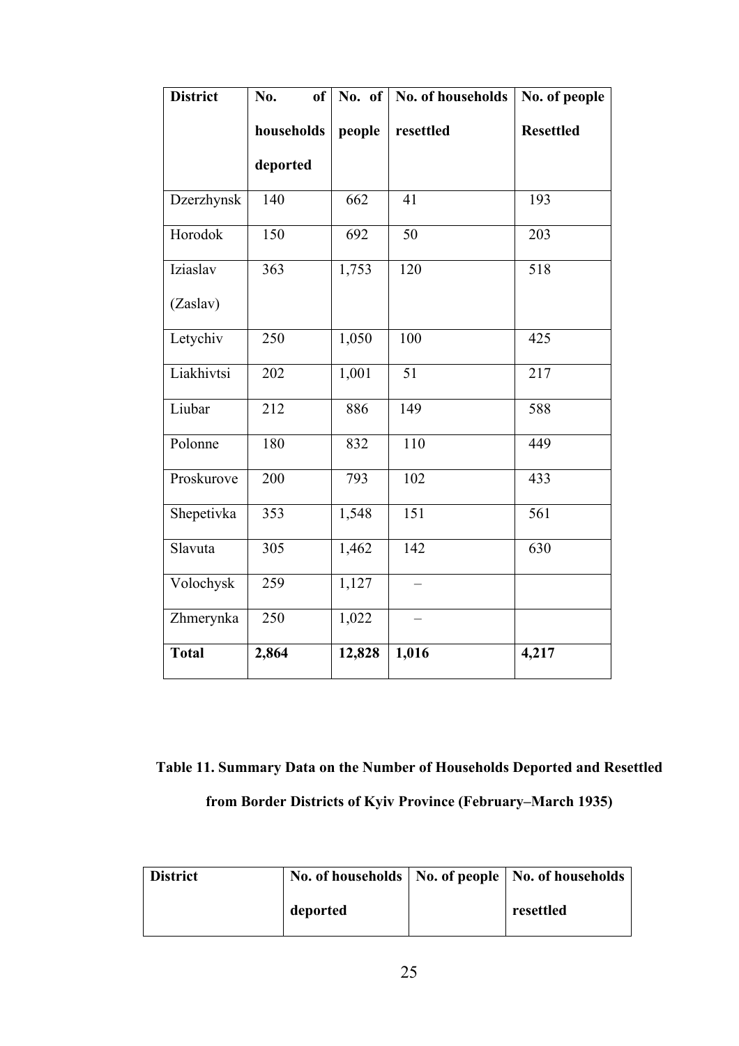| District | No. of households deported | No. of people | No. of households resettled | No. of people Resettled |
|---|---|---|---|---|
| Dzerzhynsk | 140 | 662 | 41 | 193 |
| Horodok | 150 | 692 | 50 | 203 |
| Iziaslav (Zaslav) | 363 | 1,753 | 120 | 518 |
| Letychiv | 250 | 1,050 | 100 | 425 |
| Liakhivtsi | 202 | 1,001 | 51 | 217 |
| Liubar | 212 | 886 | 149 | 588 |
| Polonne | 180 | 832 | 110 | 449 |
| Proskurove | 200 | 793 | 102 | 433 |
| Shepetivka | 353 | 1,548 | 151 | 561 |
| Slavuta | 305 | 1,462 | 142 | 630 |
| Volochysk | 259 | 1,127 | – | |
| Zhmerynka | 250 | 1,022 | – | |
| **Total** | **2,864** | **12,828** | **1,016** | **4,217** |

**Table 11. Summary Data on the Number of Households Deported and Resettled from Border Districts of Kyiv Province (February–March 1935)**

| District | No. of households deported | No. of people | No. of households resettled |
|---|---|---|---|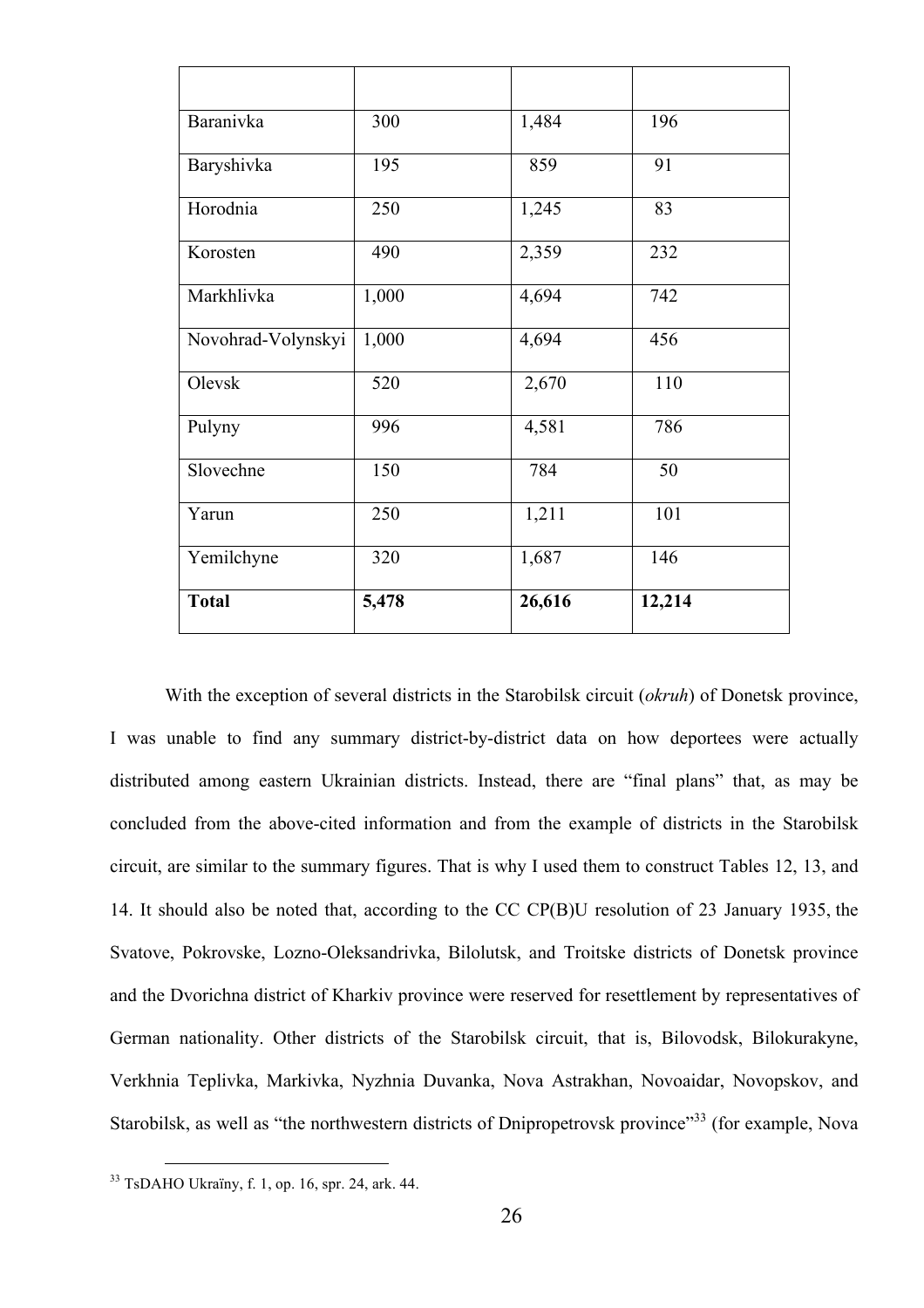| | | | |
|---|---|---|---|
| Baranivka | 300 | 1,484 | 196 |
| Baryshivka | 195 | 859 | 91 |
| Horodnia | 250 | 1,245 | 83 |
| Korosten | 490 | 2,359 | 232 |
| Markhlivka | 1,000 | 4,694 | 742 |
| Novohrad-Volynskyi | 1,000 | 4,694 | 456 |
| Olevsk | 520 | 2,670 | 110 |
| Pulyny | 996 | 4,581 | 786 |
| Slovechne | 150 | 784 | 50 |
| Yarun | 250 | 1,211 | 101 |
| Yemilchyne | 320 | 1,687 | 146 |
| **Total** | **5,478** | **26,616** | **12,214** |

With the exception of several districts in the Starobilsk circuit (*okruh*) of Donetsk province, I was unable to find any summary district-by-district data on how deportees were actually distributed among eastern Ukrainian districts. Instead, there are "final plans" that, as may be concluded from the above-cited information and from the example of districts in the Starobilsk circuit, are similar to the summary figures. That is why I used them to construct Tables 12, 13, and 14. It should also be noted that, according to the CC CP(B)U resolution of 23 January 1935, the Svatove, Pokrovske, Lozno-Oleksandrivka, Bilolutsk, and Troitske districts of Donetsk province and the Dvorichna district of Kharkiv province were reserved for resettlement by representatives of German nationality. Other districts of the Starobilsk circuit, that is, Bilovodsk, Bilokurakyne, Verkhnia Teplivka, Markivka, Nyzhnia Duvanka, Nova Astrakhan, Novoaidar, Novopskov, and Starobilsk, as well as "the northwestern districts of Dnipropetrovsk province"[33] (for example, Nova

[33] TsDAHO Ukraïny, f. 1, op. 16, spr. 24, ark. 44.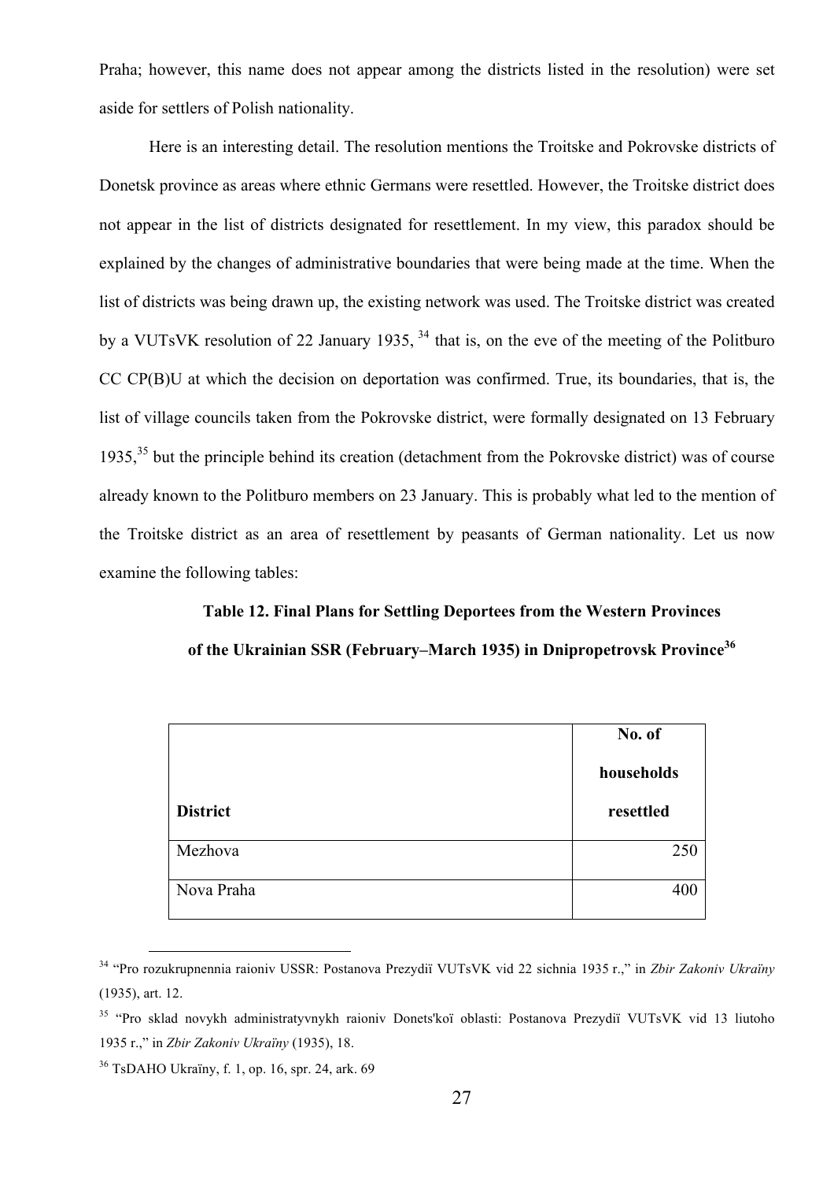Praha; however, this name does not appear among the districts listed in the resolution) were set aside for settlers of Polish nationality.

Here is an interesting detail. The resolution mentions the Troitske and Pokrovske districts of Donetsk province as areas where ethnic Germans were resettled. However, the Troitske district does not appear in the list of districts designated for resettlement. In my view, this paradox should be explained by the changes of administrative boundaries that were being made at the time. When the list of districts was being drawn up, the existing network was used. The Troitske district was created by a VUTsVK resolution of 22 January 1935, [34] that is, on the eve of the meeting of the Politburo CC CP(B)U at which the decision on deportation was confirmed. True, its boundaries, that is, the list of village councils taken from the Pokrovske district, were formally designated on 13 February 1935,[35] but the principle behind its creation (detachment from the Pokrovske district) was of course already known to the Politburo members on 23 January. This is probably what led to the mention of the Troitske district as an area of resettlement by peasants of German nationality. Let us now examine the following tables:

**Table 12. Final Plans for Settling Deportees from the Western Provinces of the Ukrainian SSR (February–March 1935) in Dnipropetrovsk Province[36]**

| District | No. of households resettled |
|---|---|
| Mezhova | 250 |
| Nova Praha | 400 |

[34] "Pro rozukrupnennia raioniv USSR: Postanova Prezydiï VUTsVK vid 22 sichnia 1935 r.," in *Zbir Zakoniv Ukraïny* (1935), art. 12.

[35] "Pro sklad novykh administratyvnykh raioniv Donets'koï oblasti: Postanova Prezydiï VUTsVK vid 13 liutoho 1935 r.," in *Zbir Zakoniv Ukraïny* (1935), 18.

[36] TsDAHO Ukraïny, f. 1, op. 16, spr. 24, ark. 69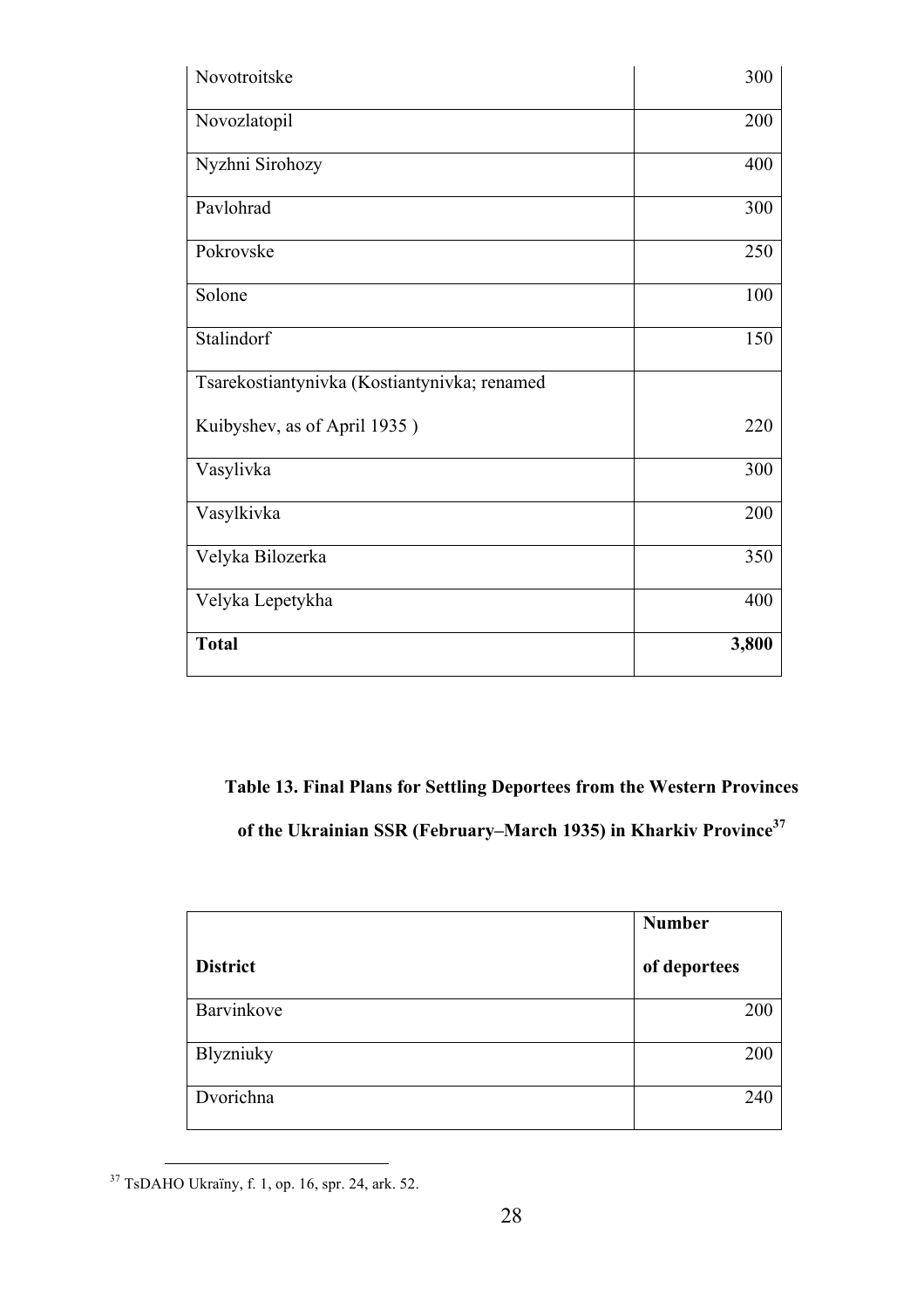| | |
|---|---:|
| Novotroitske | 300 |
| Novozlatopil | 200 |
| Nyzhni Sirohozy | 400 |
| Pavlohrad | 300 |
| Pokrovske | 250 |
| Solone | 100 |
| Stalindorf | 150 |
| Tsarekostiantynivka (Kostiantynivka; renamed Kuibyshev, as of April 1935 ) | 220 |
| Vasylivka | 300 |
| Vasylkivka | 200 |
| Velyka Bilozerka | 350 |
| Velyka Lepetykha | 400 |
| **Total** | **3,800** |

**Table 13. Final Plans for Settling Deportees from the Western Provinces of the Ukrainian SSR (February–March 1935) in Kharkiv Province[37]**

| **District** | **Number of deportees** |
|---|---:|
| Barvinkove | 200 |
| Blyzniuky | 200 |
| Dvorichna | 240 |

[37] TsDAHO Ukraïny, f. 1, op. 16, spr. 24, ark. 52.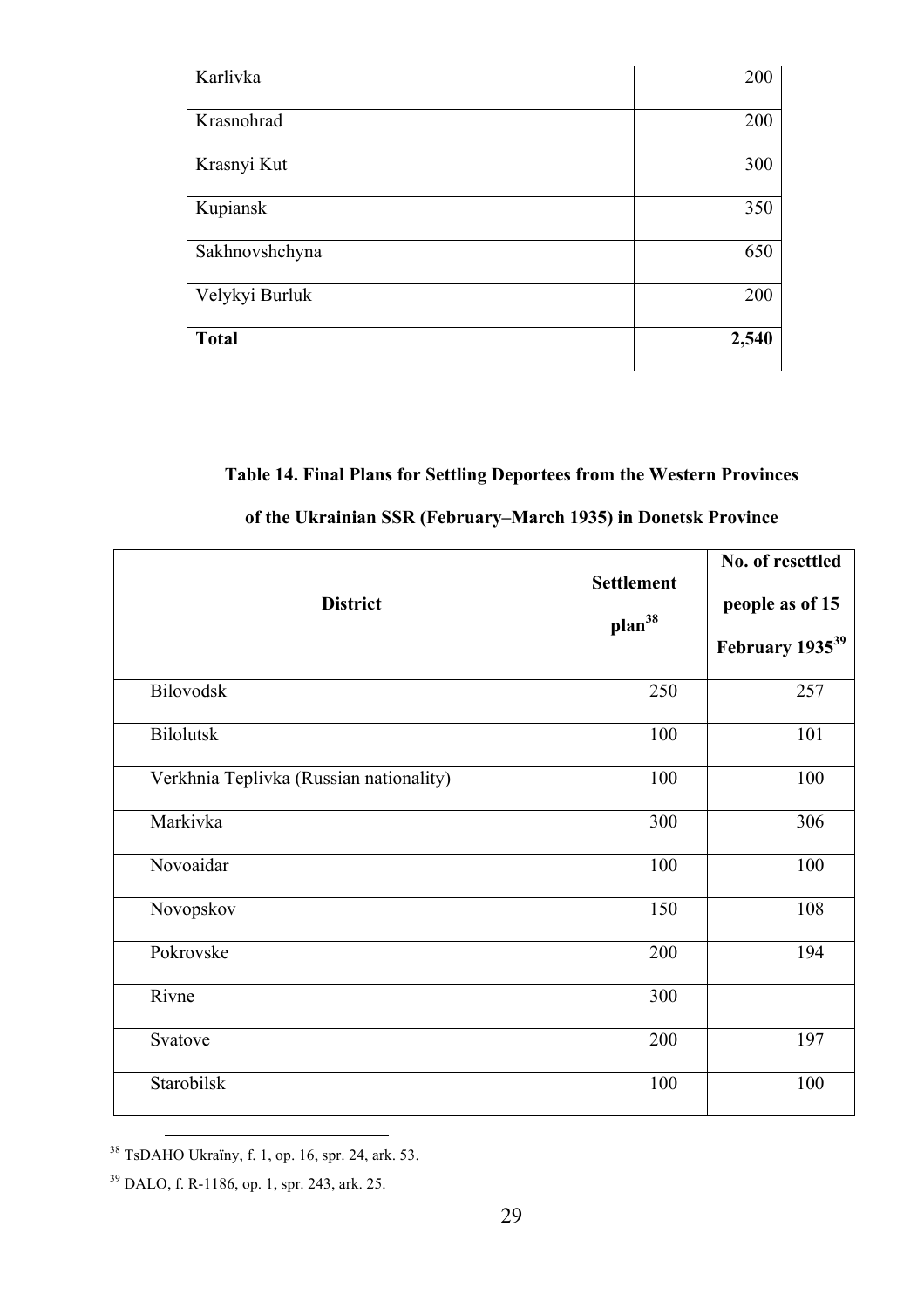| | |
|---|---|
| Karlivka | 200 |
| Krasnohrad | 200 |
| Krasnyi Kut | 300 |
| Kupiansk | 350 |
| Sakhnovshchyna | 650 |
| Velykyi Burluk | 200 |
| **Total** | **2,540** |

**Table 14. Final Plans for Settling Deportees from the Western Provinces of the Ukrainian SSR (February–March 1935) in Donetsk Province**

| District | Settlement plan[38] | No. of resettled people as of 15 February 1935[39] |
|---|---|---|
| Bilovodsk | 250 | 257 |
| Bilolutsk | 100 | 101 |
| Verkhnia Teplivka (Russian nationality) | 100 | 100 |
| Markivka | 300 | 306 |
| Novoaidar | 100 | 100 |
| Novopskov | 150 | 108 |
| Pokrovske | 200 | 194 |
| Rivne | 300 | |
| Svatove | 200 | 197 |
| Starobilsk | 100 | 100 |

[38] TsDAHO Ukraïny, f. 1, op. 16, spr. 24, ark. 53.

[39] DALO, f. R-1186, op. 1, spr. 243, ark. 25.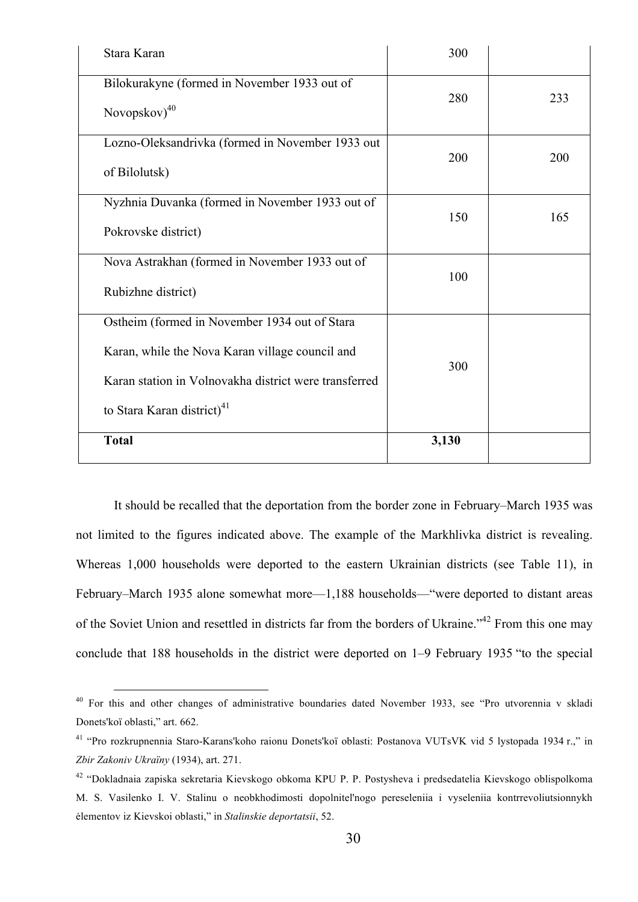| | | |
|---|---|---|
| Stara Karan | 300 | |
| Bilokurakyne (formed in November 1933 out of Novopskov)[40] | 280 | 233 |
| Lozno-Oleksandrivka (formed in November 1933 out of Bilolutsk) | 200 | 200 |
| Nyzhnia Duvanka (formed in November 1933 out of Pokrovske district) | 150 | 165 |
| Nova Astrakhan (formed in November 1933 out of Rubizhne district) | 100 | |
| Ostheim (formed in November 1934 out of Stara Karan, while the Nova Karan village council and Karan station in Volnovakha district were transferred to Stara Karan district)[41] | 300 | |
| **Total** | **3,130** | |

It should be recalled that the deportation from the border zone in February–March 1935 was not limited to the figures indicated above. The example of the Markhlivka district is revealing. Whereas 1,000 households were deported to the eastern Ukrainian districts (see Table 11), in February–March 1935 alone somewhat more—1,188 households—"were deported to distant areas of the Soviet Union and resettled in districts far from the borders of Ukraine."[42] From this one may conclude that 188 households in the district were deported on 1–9 February 1935 "to the special

---

[40] For this and other changes of administrative boundaries dated November 1933, see "Pro utvorennia v skladi Donets'koï oblasti," art. 662.

[41] "Pro rozkrupnennia Staro-Karans'koho raionu Donets'koï oblasti: Postanova VUTsVK vid 5 lystopada 1934 r.," in *Zbir Zakoniv Ukraïny* (1934), art. 271.

[42] "Dokladnaia zapiska sekretaria Kievskogo obkoma KPU P. P. Postysheva i predsedatelia Kievskogo oblispolkoma M. S. Vasilenko I. V. Stalinu o neobkhodimosti dopolnitel'nogo pereseleniia i vyseleniia kontrrevoliutsionnykh ėlementov iz Kievskoi oblasti," in *Stalinskie deportatsii*, 52.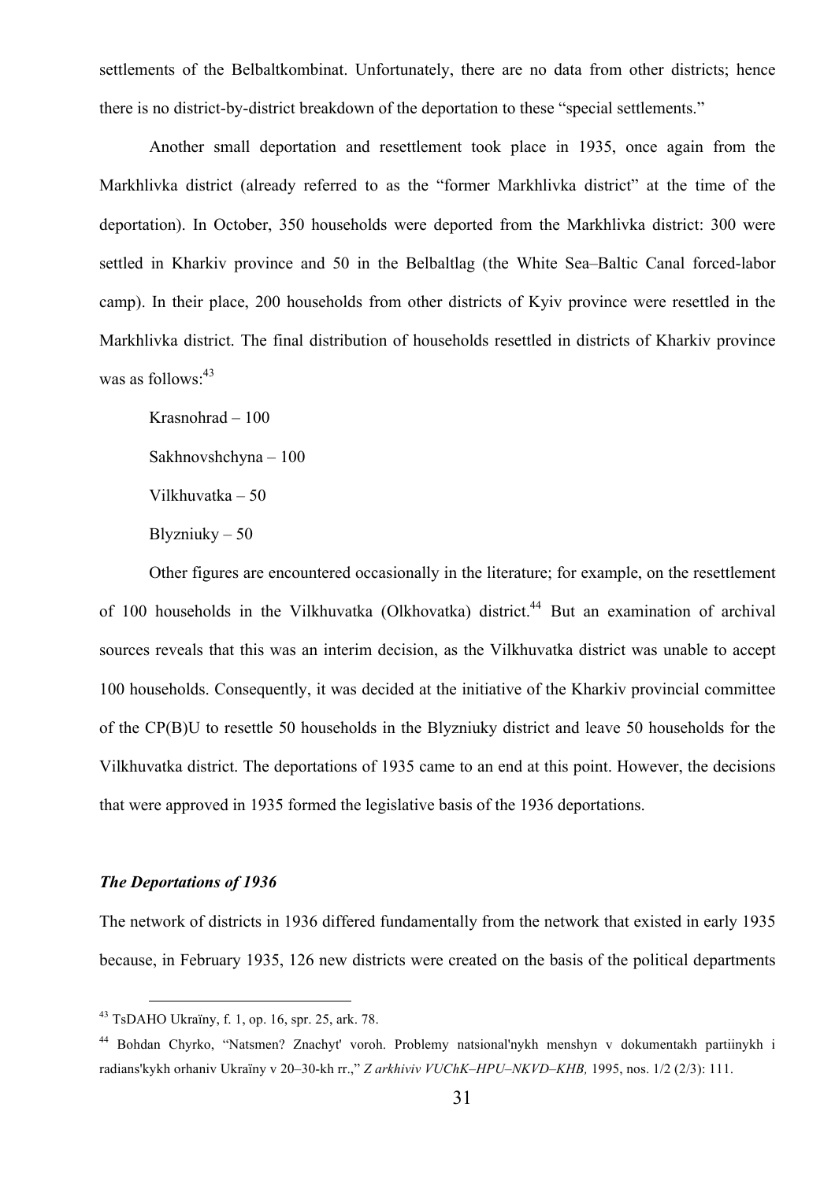settlements of the Belbaltkombinat. Unfortunately, there are no data from other districts; hence there is no district-by-district breakdown of the deportation to these "special settlements."

Another small deportation and resettlement took place in 1935, once again from the Markhlivka district (already referred to as the "former Markhlivka district" at the time of the deportation). In October, 350 households were deported from the Markhlivka district: 300 were settled in Kharkiv province and 50 in the Belbaltlag (the White Sea–Baltic Canal forced-labor camp). In their place, 200 households from other districts of Kyiv province were resettled in the Markhlivka district. The final distribution of households resettled in districts of Kharkiv province was as follows:[43]

Krasnohrad – 100

Sakhnovshchyna – 100

Vilkhuvatka – 50

Blyzniuky – 50

Other figures are encountered occasionally in the literature; for example, on the resettlement of 100 households in the Vilkhuvatka (Olkhovatka) district.[44] But an examination of archival sources reveals that this was an interim decision, as the Vilkhuvatka district was unable to accept 100 households. Consequently, it was decided at the initiative of the Kharkiv provincial committee of the CP(B)U to resettle 50 households in the Blyzniuky district and leave 50 households for the Vilkhuvatka district. The deportations of 1935 came to an end at this point. However, the decisions that were approved in 1935 formed the legislative basis of the 1936 deportations.

### *The Deportations of 1936*

The network of districts in 1936 differed fundamentally from the network that existed in early 1935 because, in February 1935, 126 new districts were created on the basis of the political departments

---

[43] TsDAHO Ukraïny, f. 1, op. 16, spr. 25, ark. 78.

[44] Bohdan Chyrko, "Natsmen? Znachyt' voroh. Problemy natsional'nykh menshyn v dokumentakh partiinykh i radians'kykh orhaniv Ukraïny v 20–30-kh rr.," *Z arkhiviv VUChK–HPU–NKVD–KHB,* 1995, nos. 1/2 (2/3): 111.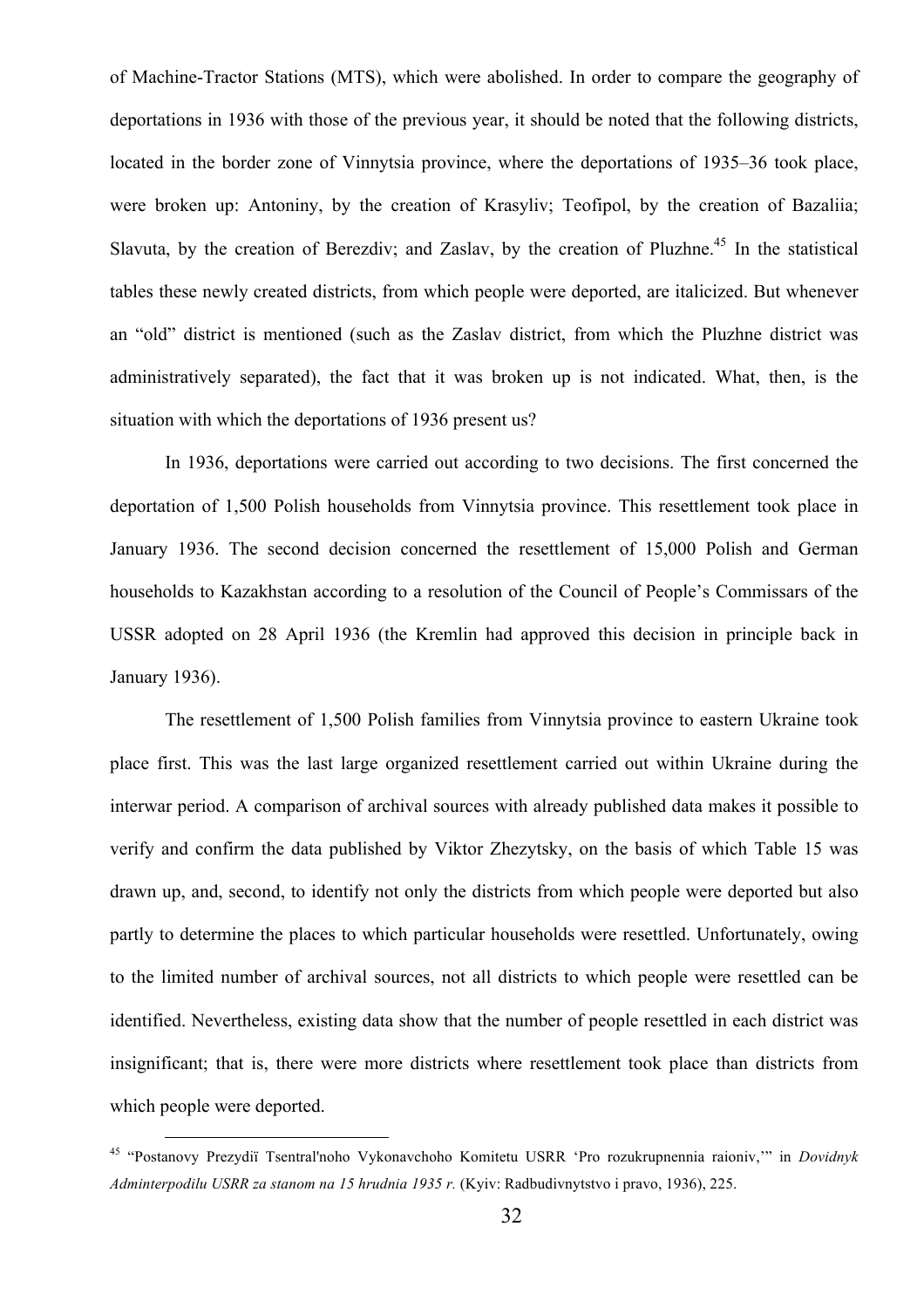of Machine-Tractor Stations (MTS), which were abolished. In order to compare the geography of deportations in 1936 with those of the previous year, it should be noted that the following districts, located in the border zone of Vinnytsia province, where the deportations of 1935–36 took place, were broken up: Antoniny, by the creation of Krasyliv; Teofipol, by the creation of Bazaliia; Slavuta, by the creation of Berezdiv; and Zaslav, by the creation of Pluzhne.[45] In the statistical tables these newly created districts, from which people were deported, are italicized. But whenever an "old" district is mentioned (such as the Zaslav district, from which the Pluzhne district was administratively separated), the fact that it was broken up is not indicated. What, then, is the situation with which the deportations of 1936 present us?

In 1936, deportations were carried out according to two decisions. The first concerned the deportation of 1,500 Polish households from Vinnytsia province. This resettlement took place in January 1936. The second decision concerned the resettlement of 15,000 Polish and German households to Kazakhstan according to a resolution of the Council of People's Commissars of the USSR adopted on 28 April 1936 (the Kremlin had approved this decision in principle back in January 1936).

The resettlement of 1,500 Polish families from Vinnytsia province to eastern Ukraine took place first. This was the last large organized resettlement carried out within Ukraine during the interwar period. A comparison of archival sources with already published data makes it possible to verify and confirm the data published by Viktor Zhezytsky, on the basis of which Table 15 was drawn up, and, second, to identify not only the districts from which people were deported but also partly to determine the places to which particular households were resettled. Unfortunately, owing to the limited number of archival sources, not all districts to which people were resettled can be identified. Nevertheless, existing data show that the number of people resettled in each district was insignificant; that is, there were more districts where resettlement took place than districts from which people were deported.

---

[45] "Postanovy Prezydiï Tsentral'noho Vykonavchoho Komitetu USRR 'Pro rozukrupnennia raioniv,'" in *Dovidnyk Adminterpodilu USRR za stanom na 15 hrudnia 1935 r.* (Kyiv: Radbudivnytstvo i pravo, 1936), 225.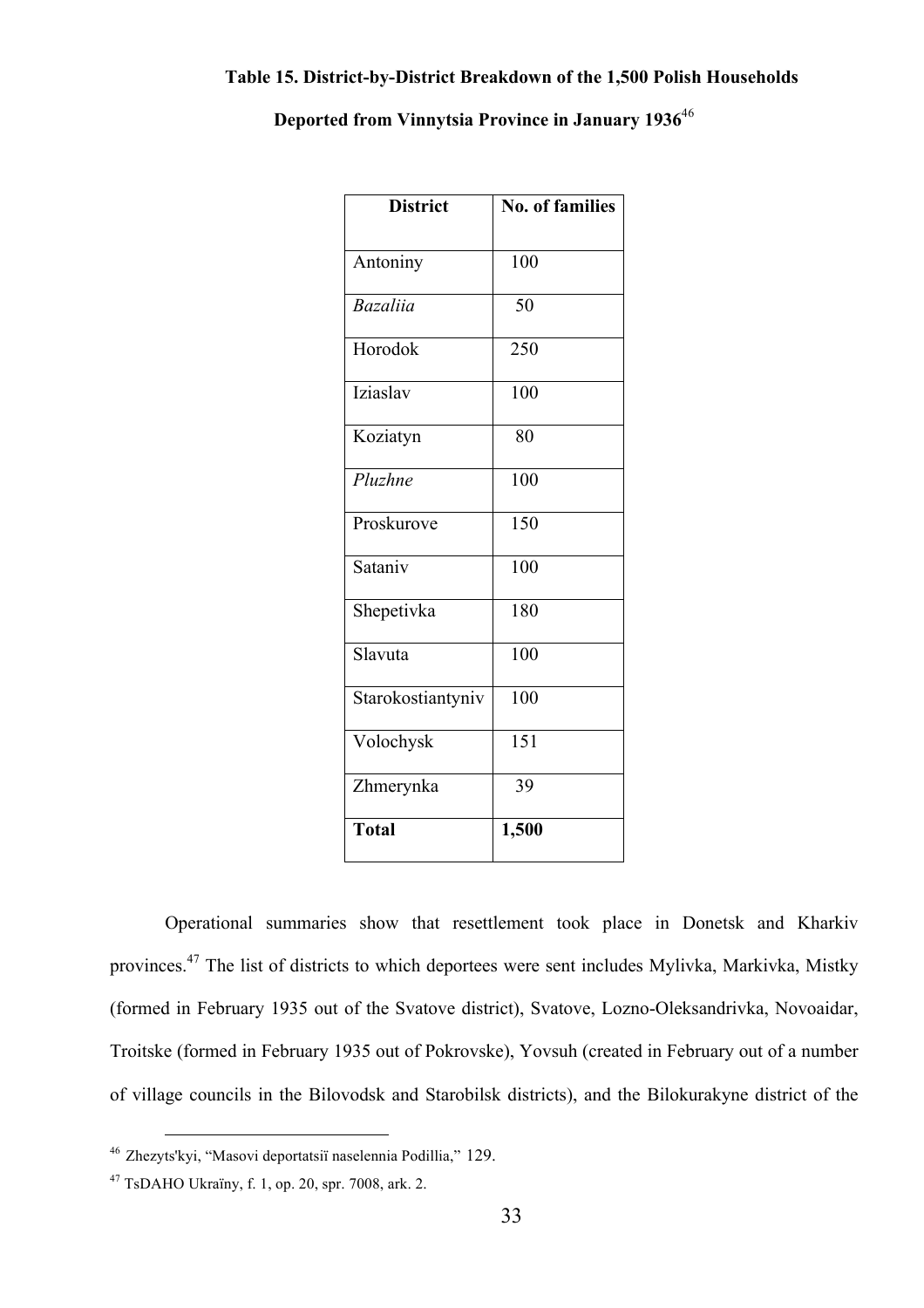**Table 15. District-by-District Breakdown of the 1,500 Polish Households Deported from Vinnytsia Province in January 1936**[46]

| District | No. of families |
| --- | --- |
| Antoniny | 100 |
| *Bazaliia* | 50 |
| Horodok | 250 |
| Iziaslav | 100 |
| Koziatyn | 80 |
| *Pluzhne* | 100 |
| Proskurove | 150 |
| Sataniv | 100 |
| Shepetivka | 180 |
| Slavuta | 100 |
| Starokostiantyniv | 100 |
| Volochysk | 151 |
| Zhmerynka | 39 |
| **Total** | **1,500** |

Operational summaries show that resettlement took place in Donetsk and Kharkiv provinces.[47] The list of districts to which deportees were sent includes Mylivka, Markivka, Mistky (formed in February 1935 out of the Svatove district), Svatove, Lozno-Oleksandrivka, Novoaidar, Troitske (formed in February 1935 out of Pokrovske), Yovsuh (created in February out of a number of village councils in the Bilovodsk and Starobilsk districts), and the Bilokurakyne district of the

---

[46] Zhezyts'kyi, "Masovi deportatsiï naselennia Podillia," 129.

[47] TsDAHO Ukraïny, f. 1, op. 20, spr. 7008, ark. 2.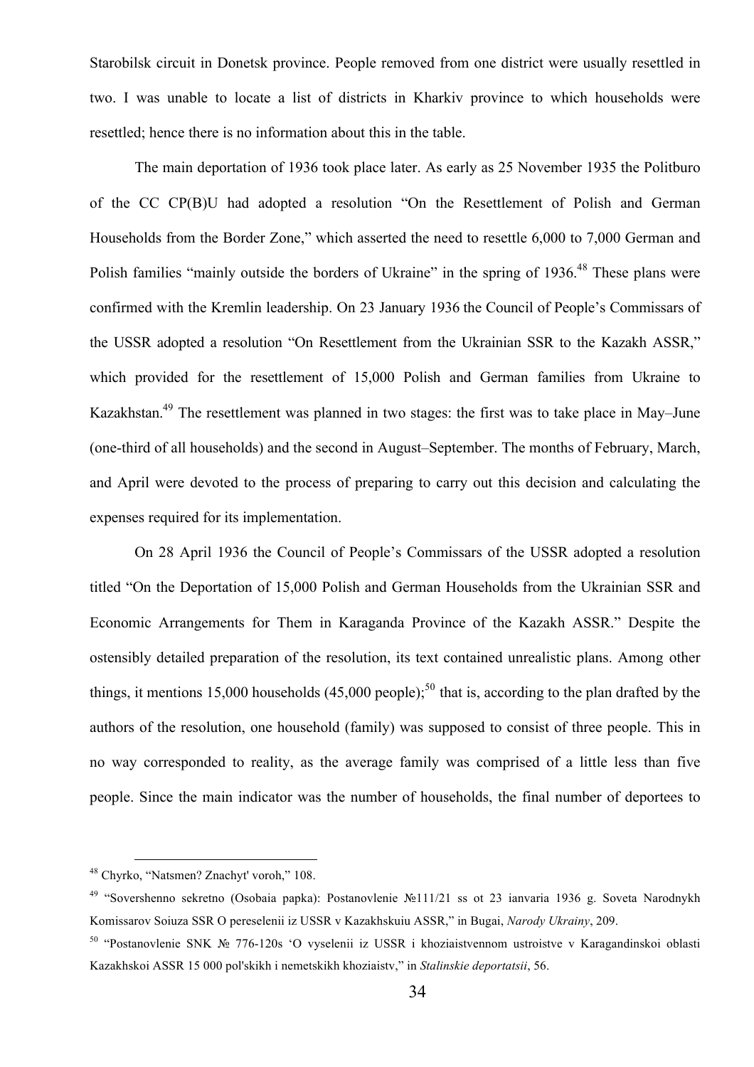Starobilsk circuit in Donetsk province. People removed from one district were usually resettled in two. I was unable to locate a list of districts in Kharkiv province to which households were resettled; hence there is no information about this in the table.

The main deportation of 1936 took place later. As early as 25 November 1935 the Politburo of the CC CP(B)U had adopted a resolution "On the Resettlement of Polish and German Households from the Border Zone," which asserted the need to resettle 6,000 to 7,000 German and Polish families "mainly outside the borders of Ukraine" in the spring of 1936.[48] These plans were confirmed with the Kremlin leadership. On 23 January 1936 the Council of People's Commissars of the USSR adopted a resolution "On Resettlement from the Ukrainian SSR to the Kazakh ASSR," which provided for the resettlement of 15,000 Polish and German families from Ukraine to Kazakhstan.[49] The resettlement was planned in two stages: the first was to take place in May–June (one-third of all households) and the second in August–September. The months of February, March, and April were devoted to the process of preparing to carry out this decision and calculating the expenses required for its implementation.

On 28 April 1936 the Council of People's Commissars of the USSR adopted a resolution titled "On the Deportation of 15,000 Polish and German Households from the Ukrainian SSR and Economic Arrangements for Them in Karaganda Province of the Kazakh ASSR." Despite the ostensibly detailed preparation of the resolution, its text contained unrealistic plans. Among other things, it mentions 15,000 households (45,000 people);[50] that is, according to the plan drafted by the authors of the resolution, one household (family) was supposed to consist of three people. This in no way corresponded to reality, as the average family was comprised of a little less than five people. Since the main indicator was the number of households, the final number of deportees to

---

[48] Chyrko, "Natsmen? Znachyt' voroh," 108.

[49] "Sovershenno sekretno (Osobaia papka): Postanovlenie №111/21 ss ot 23 ianvaria 1936 g. Soveta Narodnykh Komissarov Soiuza SSR O pereselenii iz USSR v Kazakhskuiu ASSR," in Bugai, *Narody Ukrainy*, 209.

[50] "Postanovlenie SNK № 776-120s 'O vyselenii iz USSR i khoziaistvennom ustroistve v Karagandinskoi oblasti Kazakhskoi ASSR 15 000 pol'skikh i nemetskikh khoziaistv," in *Stalinskie deportatsii*, 56.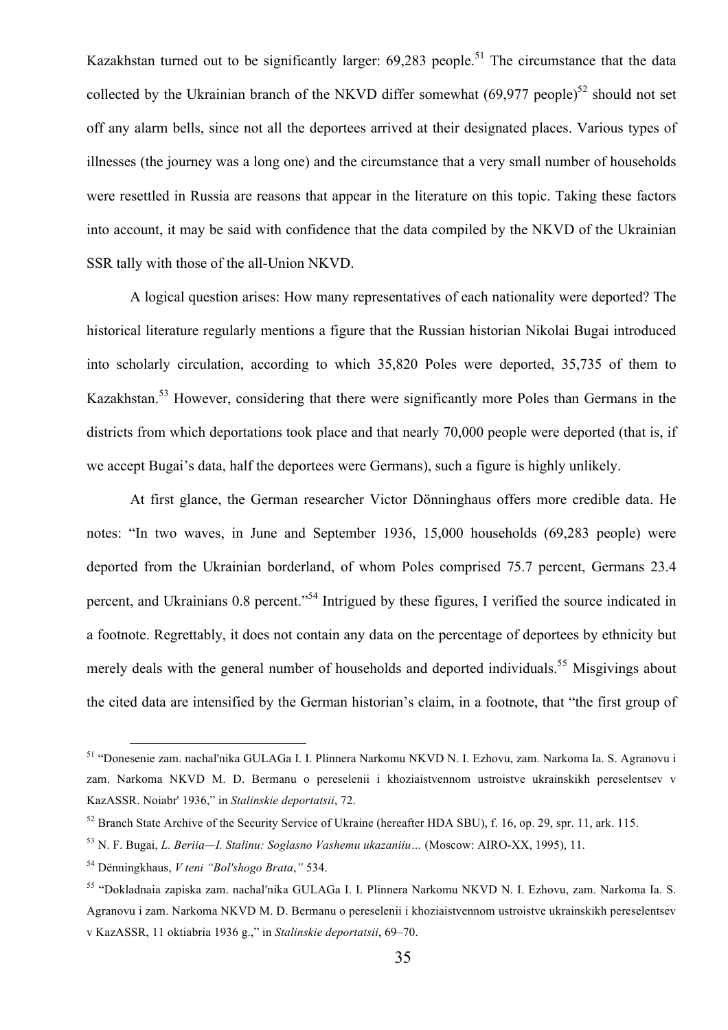Kazakhstan turned out to be significantly larger: 69,283 people.[51] The circumstance that the data collected by the Ukrainian branch of the NKVD differ somewhat (69,977 people)[52] should not set off any alarm bells, since not all the deportees arrived at their designated places. Various types of illnesses (the journey was a long one) and the circumstance that a very small number of households were resettled in Russia are reasons that appear in the literature on this topic. Taking these factors into account, it may be said with confidence that the data compiled by the NKVD of the Ukrainian SSR tally with those of the all-Union NKVD.

A logical question arises: How many representatives of each nationality were deported? The historical literature regularly mentions a figure that the Russian historian Nikolai Bugai introduced into scholarly circulation, according to which 35,820 Poles were deported, 35,735 of them to Kazakhstan.[53] However, considering that there were significantly more Poles than Germans in the districts from which deportations took place and that nearly 70,000 people were deported (that is, if we accept Bugai's data, half the deportees were Germans), such a figure is highly unlikely.

At first glance, the German researcher Victor Dönninghaus offers more credible data. He notes: "In two waves, in June and September 1936, 15,000 households (69,283 people) were deported from the Ukrainian borderland, of whom Poles comprised 75.7 percent, Germans 23.4 percent, and Ukrainians 0.8 percent."[54] Intrigued by these figures, I verified the source indicated in a footnote. Regrettably, it does not contain any data on the percentage of deportees by ethnicity but merely deals with the general number of households and deported individuals.[55] Misgivings about the cited data are intensified by the German historian's claim, in a footnote, that "the first group of

---

[51] "Donesenie zam. nachal'nika GULAGa I. I. Plinnera Narkomu NKVD N. I. Ezhovu, zam. Narkoma Ia. S. Agranovu i zam. Narkoma NKVD M. D. Bermanu o pereselenii i khoziaistvennom ustroistve ukrainskikh pereselentsev v KazASSR. Noiabr' 1936," in *Stalinskie deportatsii*, 72.

[52] Branch State Archive of the Security Service of Ukraine (hereafter HDA SBU), f. 16, op. 29, spr. 11, ark. 115.

[53] N. F. Bugai, *L. Beriia—I. Stalinu: Soglasno Vashemu ukazaniiu…* (Moscow: AIRO-XX, 1995), 11.

[54] Dënningkhaus, *V teni "Bol′shogo Brata*,*"* 534.

[55] "Dokladnaia zapiska zam. nachal′nika GULAGa I. I. Plinnera Narkomu NKVD N. I. Ezhovu, zam. Narkoma Ia. S. Agranovu i zam. Narkoma NKVD M. D. Bermanu o pereselenii i khoziaistvennom ustroistve ukrainskikh pereselentsev v KazASSR, 11 oktiabria 1936 g.," in *Stalinskie deportatsii*, 69–70.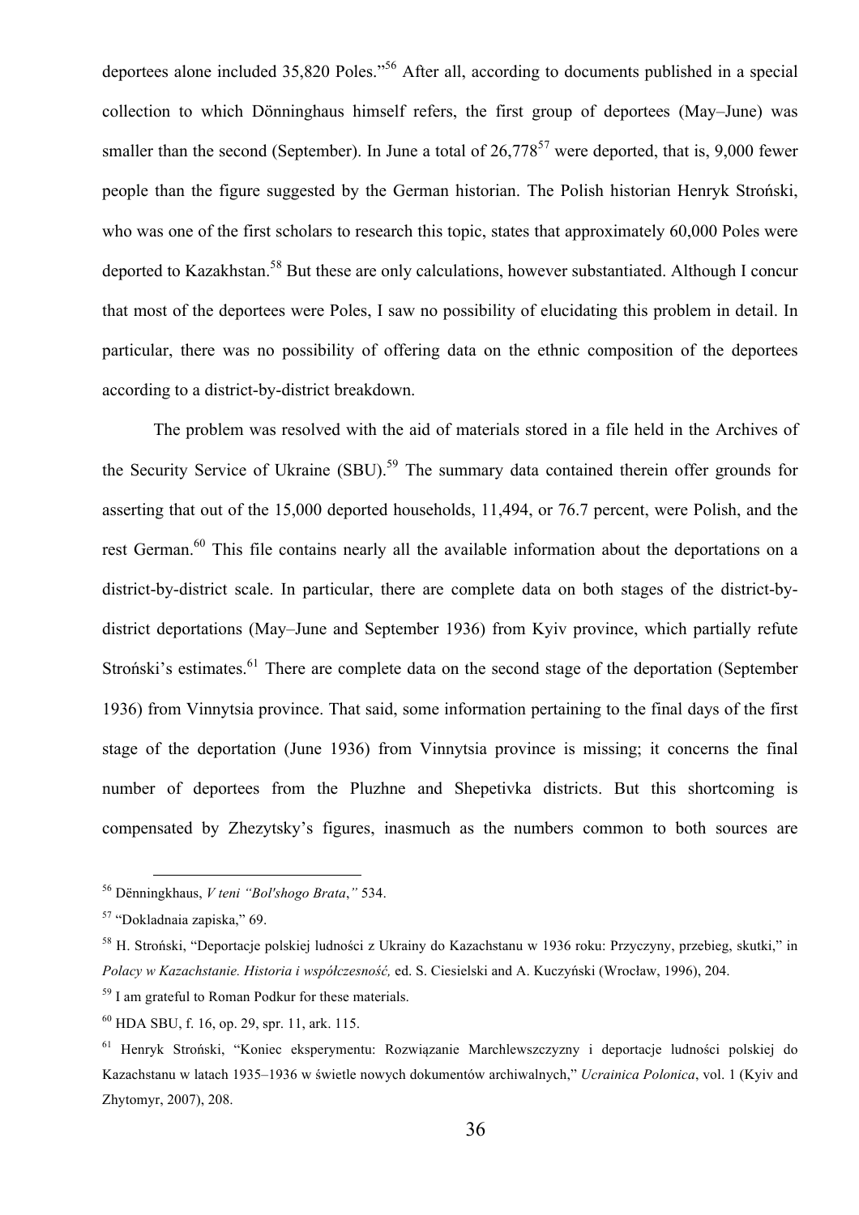deportees alone included 35,820 Poles."[56] After all, according to documents published in a special collection to which Dönninghaus himself refers, the first group of deportees (May–June) was smaller than the second (September). In June a total of 26,778[57] were deported, that is, 9,000 fewer people than the figure suggested by the German historian. The Polish historian Henryk Stroński, who was one of the first scholars to research this topic, states that approximately 60,000 Poles were deported to Kazakhstan.[58] But these are only calculations, however substantiated. Although I concur that most of the deportees were Poles, I saw no possibility of elucidating this problem in detail. In particular, there was no possibility of offering data on the ethnic composition of the deportees according to a district-by-district breakdown.

The problem was resolved with the aid of materials stored in a file held in the Archives of the Security Service of Ukraine (SBU).[59] The summary data contained therein offer grounds for asserting that out of the 15,000 deported households, 11,494, or 76.7 percent, were Polish, and the rest German.[60] This file contains nearly all the available information about the deportations on a district-by-district scale. In particular, there are complete data on both stages of the district-by-district deportations (May–June and September 1936) from Kyiv province, which partially refute Stroński's estimates.[61] There are complete data on the second stage of the deportation (September 1936) from Vinnytsia province. That said, some information pertaining to the final days of the first stage of the deportation (June 1936) from Vinnytsia province is missing; it concerns the final number of deportees from the Pluzhne and Shepetivka districts. But this shortcoming is compensated by Zhezytsky's figures, inasmuch as the numbers common to both sources are

---

[56] Dënningkhaus, *V teni "Bol'shogo Brata,"* 534.

[57] "Dokladnaia zapiska," 69.

[58] H. Stroński, "Deportacje polskiej ludności z Ukrainy do Kazachstanu w 1936 roku: Przyczyny, przebieg, skutki," in *Polacy w Kazachstanie. Historia i współczesność,* ed. S. Ciesielski and A. Kuczyński (Wrocław, 1996), 204.

[59] I am grateful to Roman Podkur for these materials.

[60] HDA SBU, f. 16, op. 29, spr. 11, ark. 115.

[61] Henryk Stroński, "Koniec eksperymentu: Rozwiązanie Marchlewszczyzny i deportacje ludności polskiej do Kazachstanu w latach 1935–1936 w świetle nowych dokumentów archiwalnych," *Ucrainica Polonica*, vol. 1 (Kyiv and Zhytomyr, 2007), 208.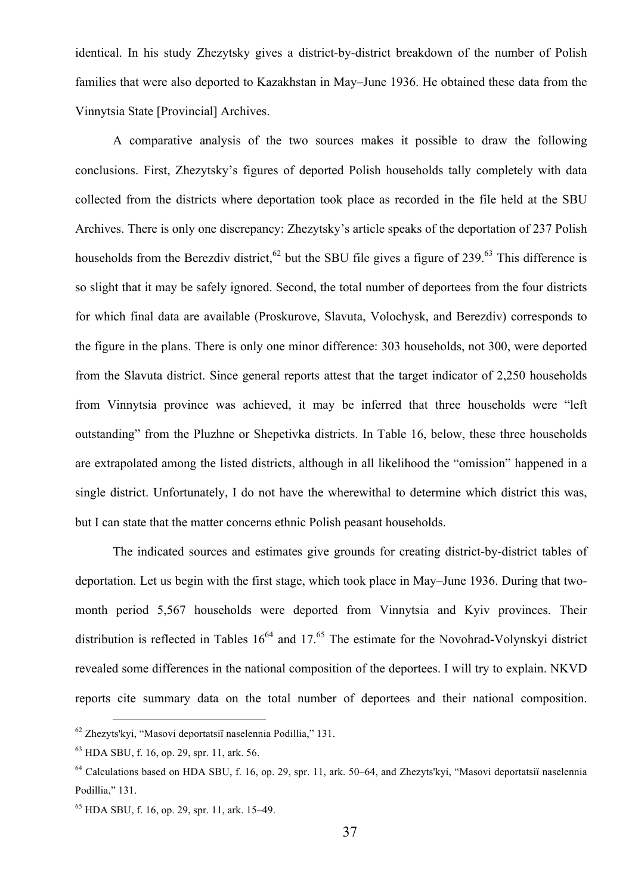identical. In his study Zhezytsky gives a district-by-district breakdown of the number of Polish families that were also deported to Kazakhstan in May–June 1936. He obtained these data from the Vinnytsia State [Provincial] Archives.

A comparative analysis of the two sources makes it possible to draw the following conclusions. First, Zhezytsky's figures of deported Polish households tally completely with data collected from the districts where deportation took place as recorded in the file held at the SBU Archives. There is only one discrepancy: Zhezytsky's article speaks of the deportation of 237 Polish households from the Berezdiv district,[62] but the SBU file gives a figure of 239.[63] This difference is so slight that it may be safely ignored. Second, the total number of deportees from the four districts for which final data are available (Proskurove, Slavuta, Volochysk, and Berezdiv) corresponds to the figure in the plans. There is only one minor difference: 303 households, not 300, were deported from the Slavuta district. Since general reports attest that the target indicator of 2,250 households from Vinnytsia province was achieved, it may be inferred that three households were "left outstanding" from the Pluzhne or Shepetivka districts. In Table 16, below, these three households are extrapolated among the listed districts, although in all likelihood the "omission" happened in a single district. Unfortunately, I do not have the wherewithal to determine which district this was, but I can state that the matter concerns ethnic Polish peasant households.

The indicated sources and estimates give grounds for creating district-by-district tables of deportation. Let us begin with the first stage, which took place in May–June 1936. During that two-month period 5,567 households were deported from Vinnytsia and Kyiv provinces. Their distribution is reflected in Tables 16[64] and 17.[65] The estimate for the Novohrad-Volynskyi district revealed some differences in the national composition of the deportees. I will try to explain. NKVD reports cite summary data on the total number of deportees and their national composition.

---

[62] Zhezyts'kyi, "Masovi deportatsiï naselennia Podillia," 131.

[63] HDA SBU, f. 16, op. 29, spr. 11, ark. 56.

[64] Calculations based on HDA SBU, f. 16, op. 29, spr. 11, ark. 50–64, and Zhezyts'kyi, "Masovi deportatsiï naselennia Podillia," 131.

[65] HDA SBU, f. 16, op. 29, spr. 11, ark. 15–49.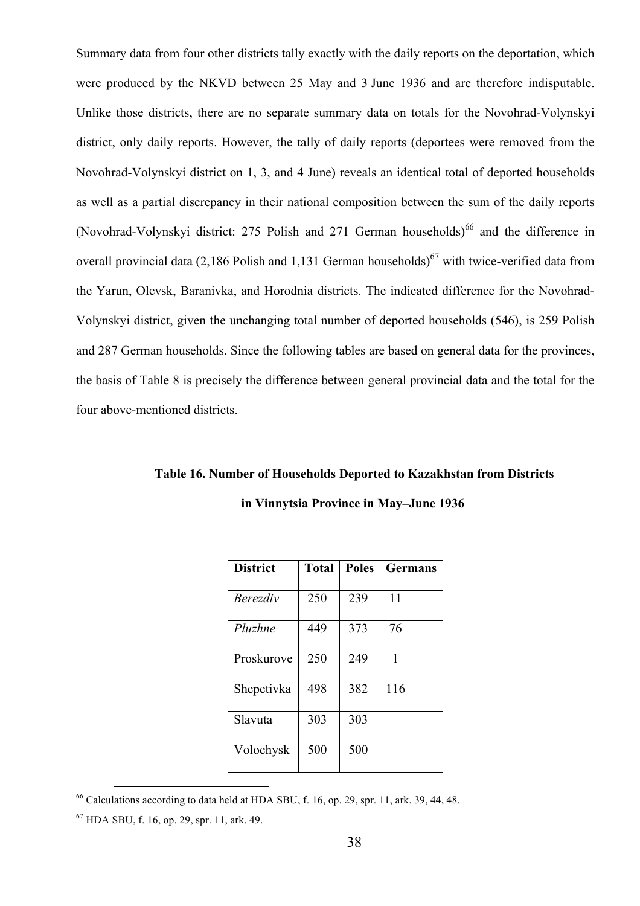Summary data from four other districts tally exactly with the daily reports on the deportation, which were produced by the NKVD between 25 May and 3 June 1936 and are therefore indisputable. Unlike those districts, there are no separate summary data on totals for the Novohrad-Volynskyi district, only daily reports. However, the tally of daily reports (deportees were removed from the Novohrad-Volynskyi district on 1, 3, and 4 June) reveals an identical total of deported households as well as a partial discrepancy in their national composition between the sum of the daily reports (Novohrad-Volynskyi district: 275 Polish and 271 German households)[66] and the difference in overall provincial data (2,186 Polish and 1,131 German households)[67] with twice-verified data from the Yarun, Olevsk, Baranivka, and Horodnia districts. The indicated difference for the Novohrad-Volynskyi district, given the unchanging total number of deported households (546), is 259 Polish and 287 German households. Since the following tables are based on general data for the provinces, the basis of Table 8 is precisely the difference between general provincial data and the total for the four above-mentioned districts.

**Table 16. Number of Households Deported to Kazakhstan from Districts in Vinnytsia Province in May–June 1936**

| District | Total | Poles | Germans |
|---|---|---|---|
| *Berezdiv* | 250 | 239 | 11 |
| *Pluzhne* | 449 | 373 | 76 |
| Proskurove | 250 | 249 | 1 |
| Shepetivka | 498 | 382 | 116 |
| Slavuta | 303 | 303 | |
| Volochysk | 500 | 500 | |

[66] Calculations according to data held at HDA SBU, f. 16, op. 29, spr. 11, ark. 39, 44, 48.

[67] HDA SBU, f. 16, op. 29, spr. 11, ark. 49.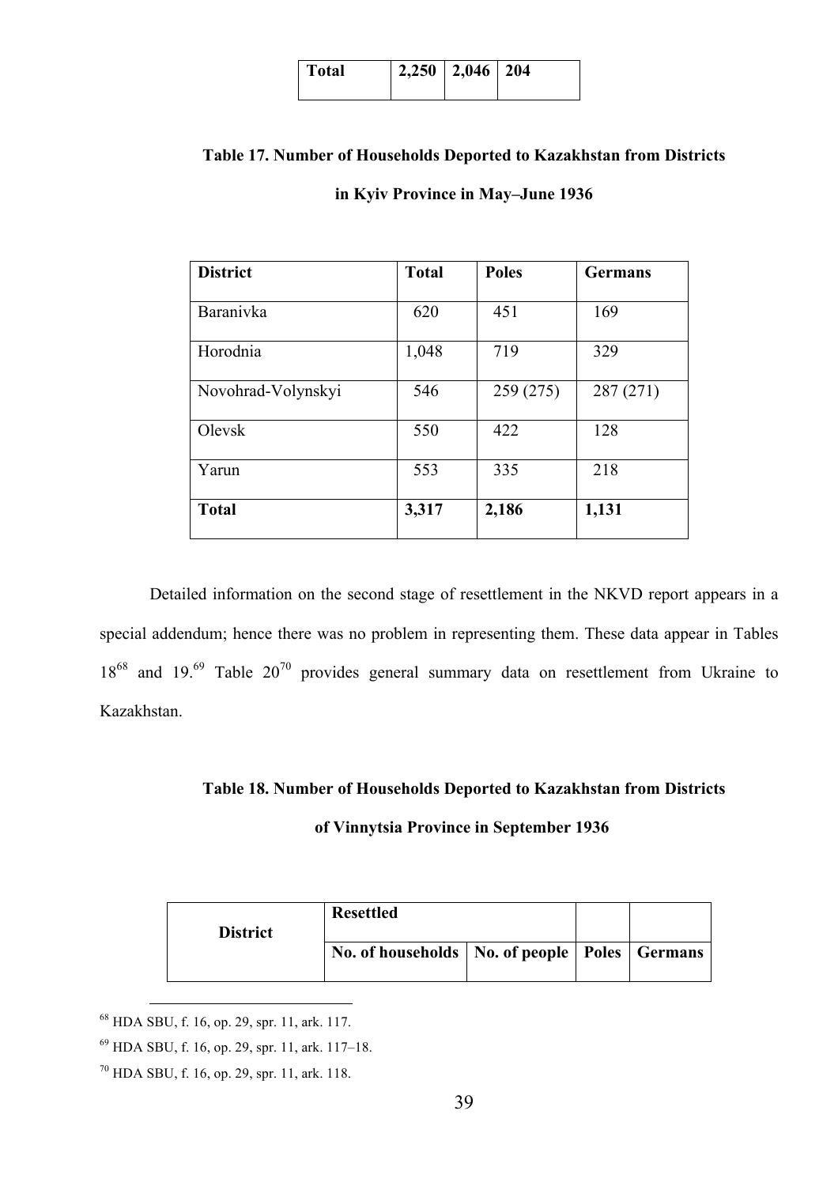| Total | 2,250 | 2,046 | 204 |
|---|---|---|---|

**Table 17. Number of Households Deported to Kazakhstan from Districts in Kyiv Province in May–June 1936**

| District | Total | Poles | Germans |
|---|---|---|---|
| Baranivka | 620 | 451 | 169 |
| Horodnia | 1,048 | 719 | 329 |
| Novohrad-Volynskyi | 546 | 259 (275) | 287 (271) |
| Olevsk | 550 | 422 | 128 |
| Yarun | 553 | 335 | 218 |
| **Total** | **3,317** | **2,186** | **1,131** |

Detailed information on the second stage of resettlement in the NKVD report appears in a special addendum; hence there was no problem in representing them. These data appear in Tables 18[68] and 19.[69] Table 20[70] provides general summary data on resettlement from Ukraine to Kazakhstan.

**Table 18. Number of Households Deported to Kazakhstan from Districts of Vinnytsia Province in September 1936**

| District | Resettled | | | |
|---|---|---|---|---|
| | No. of households | No. of people | Poles | Germans |

[68] HDA SBU, f. 16, op. 29, spr. 11, ark. 117.

[69] HDA SBU, f. 16, op. 29, spr. 11, ark. 117–18.

[70] HDA SBU, f. 16, op. 29, spr. 11, ark. 118.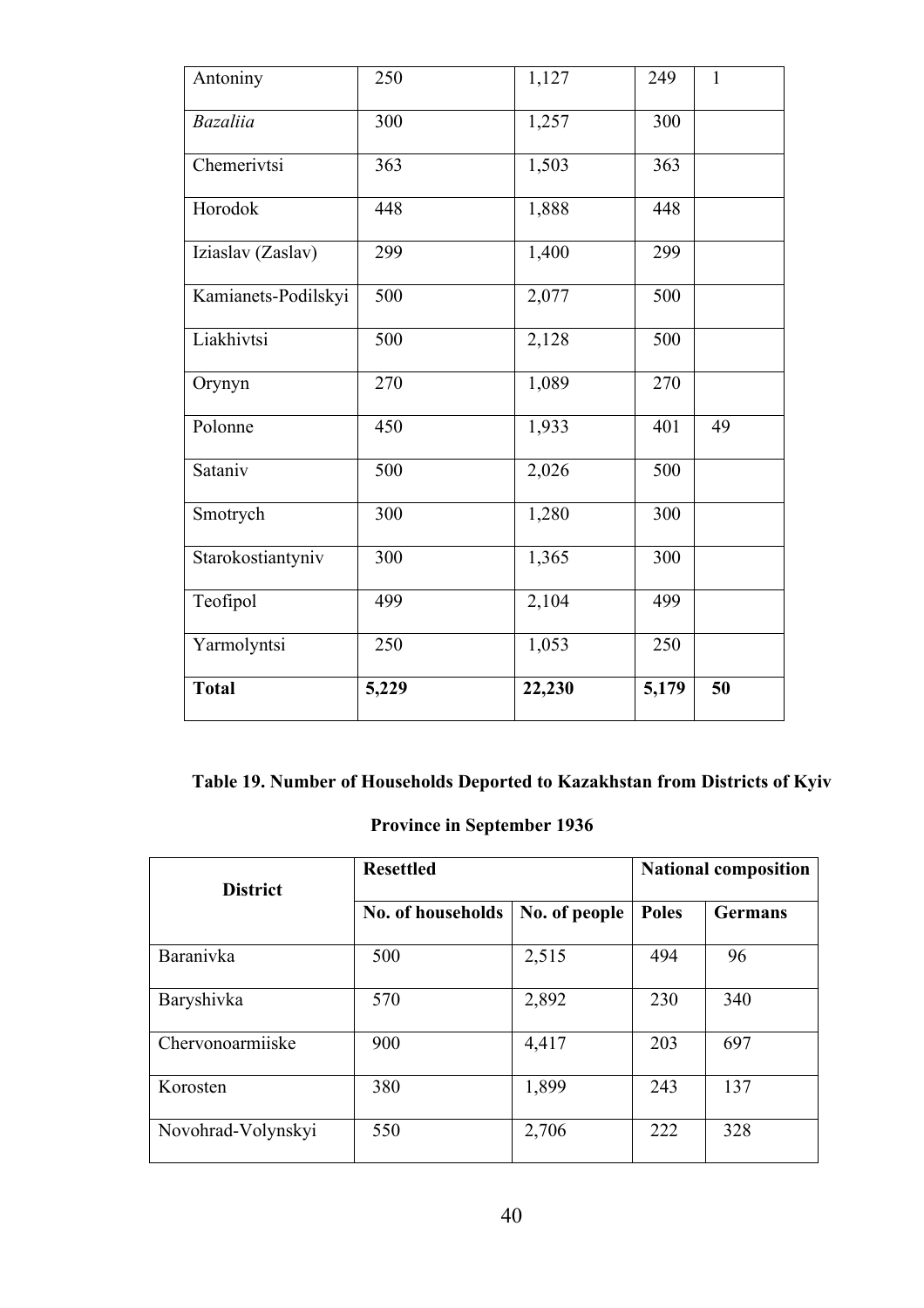| | | | | |
|---|---|---|---|---|
| Antoniny | 250 | 1,127 | 249 | 1 |
| *Bazaliia* | 300 | 1,257 | 300 | |
| Chemerivtsi | 363 | 1,503 | 363 | |
| Horodok | 448 | 1,888 | 448 | |
| Iziaslav (Zaslav) | 299 | 1,400 | 299 | |
| Kamianets-Podilskyi | 500 | 2,077 | 500 | |
| Liakhivtsi | 500 | 2,128 | 500 | |
| Orynyn | 270 | 1,089 | 270 | |
| Polonne | 450 | 1,933 | 401 | 49 |
| Sataniv | 500 | 2,026 | 500 | |
| Smotrych | 300 | 1,280 | 300 | |
| Starokostiantyniv | 300 | 1,365 | 300 | |
| Teofipol | 499 | 2,104 | 499 | |
| Yarmolyntsi | 250 | 1,053 | 250 | |
| **Total** | **5,229** | **22,230** | **5,179** | **50** |

**Table 19. Number of Households Deported to Kazakhstan from Districts of Kyiv Province in September 1936**

| **District** | **Resettled** | | **National composition** | |
|---|---|---|---|---|
| | **No. of households** | **No. of people** | **Poles** | **Germans** |
| Baranivka | 500 | 2,515 | 494 | 96 |
| Baryshivka | 570 | 2,892 | 230 | 340 |
| Chervonoarmiiske | 900 | 4,417 | 203 | 697 |
| Korosten | 380 | 1,899 | 243 | 137 |
| Novohrad-Volynskyi | 550 | 2,706 | 222 | 328 |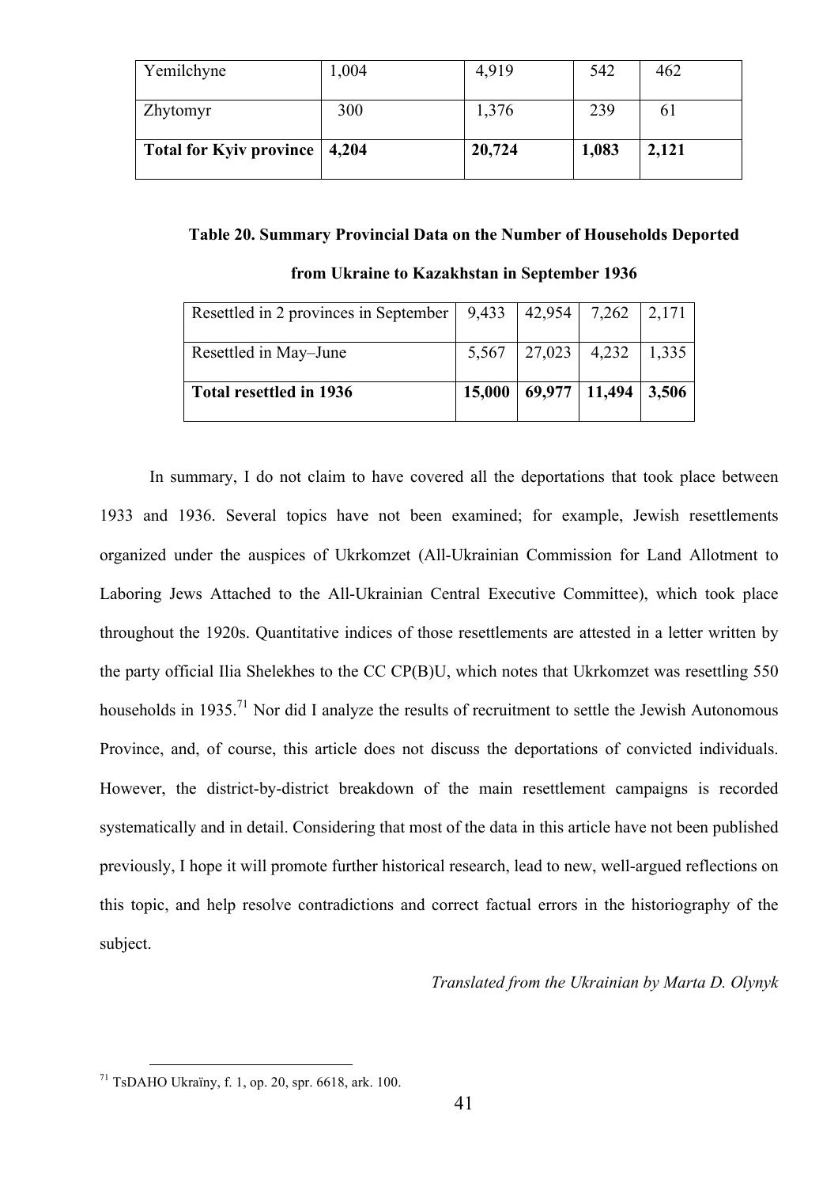| | | | | |
|---|---|---|---|---|
| Yemilchyne | 1,004 | 4,919 | 542 | 462 |
| Zhytomyr | 300 | 1,376 | 239 | 61 |
| **Total for Kyiv province** | **4,204** | **20,724** | **1,083** | **2,121** |

**Table 20. Summary Provincial Data on the Number of Households Deported from Ukraine to Kazakhstan in September 1936**

| | | | | |
|---|---|---|---|---|
| Resettled in 2 provinces in September | 9,433 | 42,954 | 7,262 | 2,171 |
| Resettled in May–June | 5,567 | 27,023 | 4,232 | 1,335 |
| **Total resettled in 1936** | **15,000** | **69,977** | **11,494** | **3,506** |

In summary, I do not claim to have covered all the deportations that took place between 1933 and 1936. Several topics have not been examined; for example, Jewish resettlements organized under the auspices of Ukrkomzet (All-Ukrainian Commission for Land Allotment to Laboring Jews Attached to the All-Ukrainian Central Executive Committee), which took place throughout the 1920s. Quantitative indices of those resettlements are attested in a letter written by the party official Ilia Shelekhes to the CC CP(B)U, which notes that Ukrkomzet was resettling 550 households in 1935.[71] Nor did I analyze the results of recruitment to settle the Jewish Autonomous Province, and, of course, this article does not discuss the deportations of convicted individuals. However, the district-by-district breakdown of the main resettlement campaigns is recorded systematically and in detail. Considering that most of the data in this article have not been published previously, I hope it will promote further historical research, lead to new, well-argued reflections on this topic, and help resolve contradictions and correct factual errors in the historiography of the subject.

*Translated from the Ukrainian by Marta D. Olynyk*

[71] TsDAHO Ukraïny, f. 1, op. 20, spr. 6618, ark. 100.